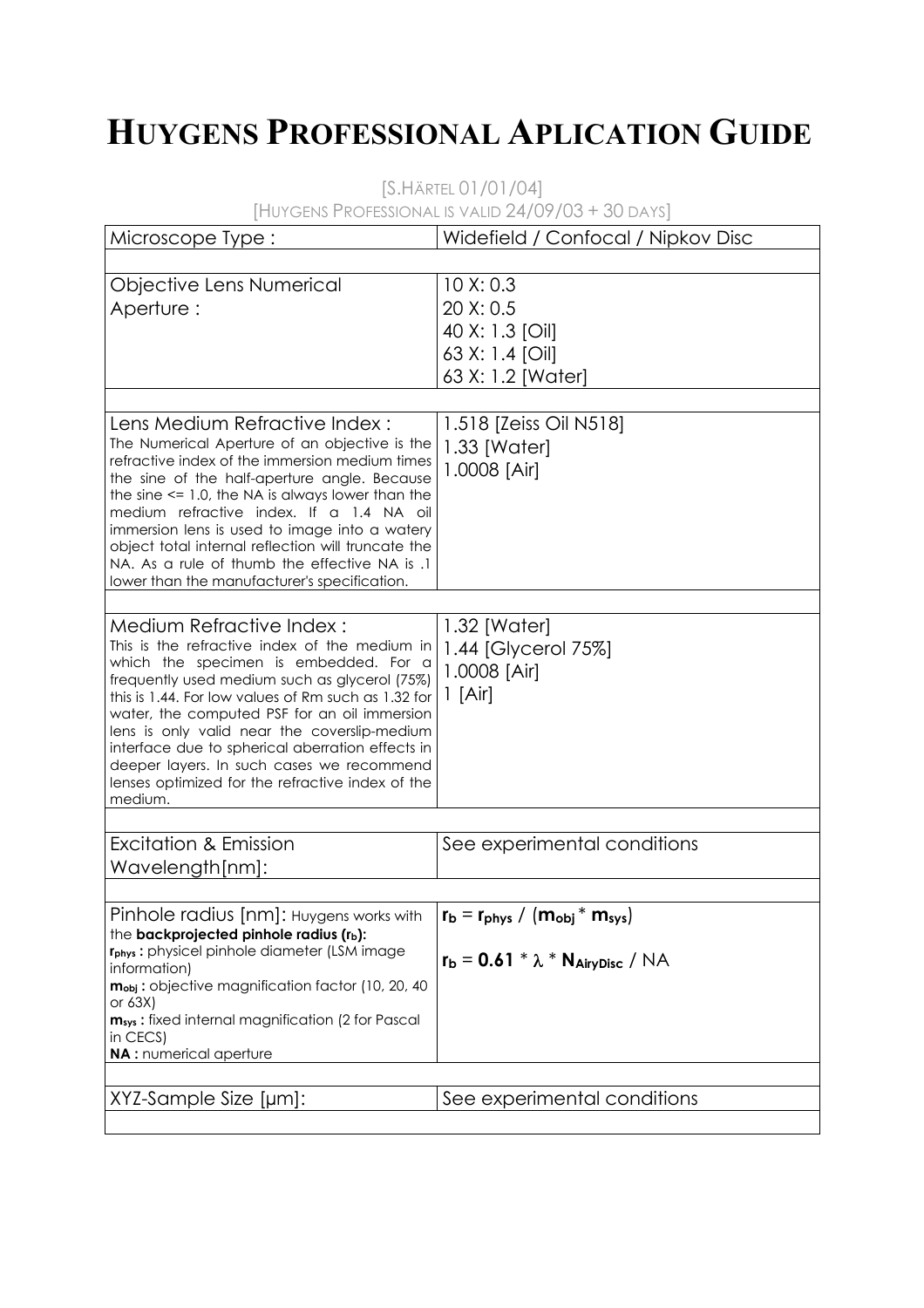# HUYGENS PROFESSIONAL APLICATION GUIDE

[S.HÄRTEL 01/01/04]

[HUYGENS PROFESSIONAL IS VALID 24/09/03 + 30 DAYS]

| Microscope Type : | Widefield / Confocal / Nipkov Disc |
|---|---|
| | |
| Objective Lens Numerical Aperture : | 10 X: 0.3<br>20 X: 0.5<br>40 X: 1.3 [Oil]<br>63 X: 1.4 [Oil]<br>63 X: 1.2 [Water] |
| | |
| Lens Medium Refractive Index :<br>The Numerical Aperture of an objective is the refractive index of the immersion medium times the sine of the half-aperture angle. Because the sine <= 1.0, the NA is always lower than the medium refractive index. If a 1.4 NA oil immersion lens is used to image into a watery object total internal reflection will truncate the NA. As a rule of thumb the effective NA is .1 lower than the manufacturer's specification. | 1.518 [Zeiss Oil N518]<br>1.33 [Water]<br>1.0008 [Air] |
| | |
| Medium Refractive Index :<br>This is the refractive index of the medium in which the specimen is embedded. For a frequently used medium such as glycerol (75%) this is 1.44. For low values of Rm such as 1.32 for water, the computed PSF for an oil immersion lens is only valid near the coverslip-medium interface due to spherical aberration effects in deeper layers. In such cases we recommend lenses optimized for the refractive index of the medium. | 1.32 [Water]<br>1.44 [Glycerol 75%]<br>1.0008 [Air]<br>1 [Air] |
| | |
| Excitation & Emission Wavelength[nm]: | See experimental conditions |
| | |
| Pinhole radius [nm]: Huygens works with the **backprojected pinhole radius ($r_b$):**<br>**$r_{phys}$ :** physicel pinhole diameter (LSM image information)<br>**$m_{obj}$ :** objective magnification factor (10, 20, 40 or 63X)<br>**$m_{sys}$ :** fixed internal magnification (2 for Pascal in CECS)<br>**NA :** numerical aperture | $r_b = r_{phys} / (m_{obj} * m_{sys})$<br><br>$r_b = 0.61 * \lambda * N_{AiryDisc} / NA$ |
| | |
| XYZ-Sample Size [µm]: | See experimental conditions |
| | |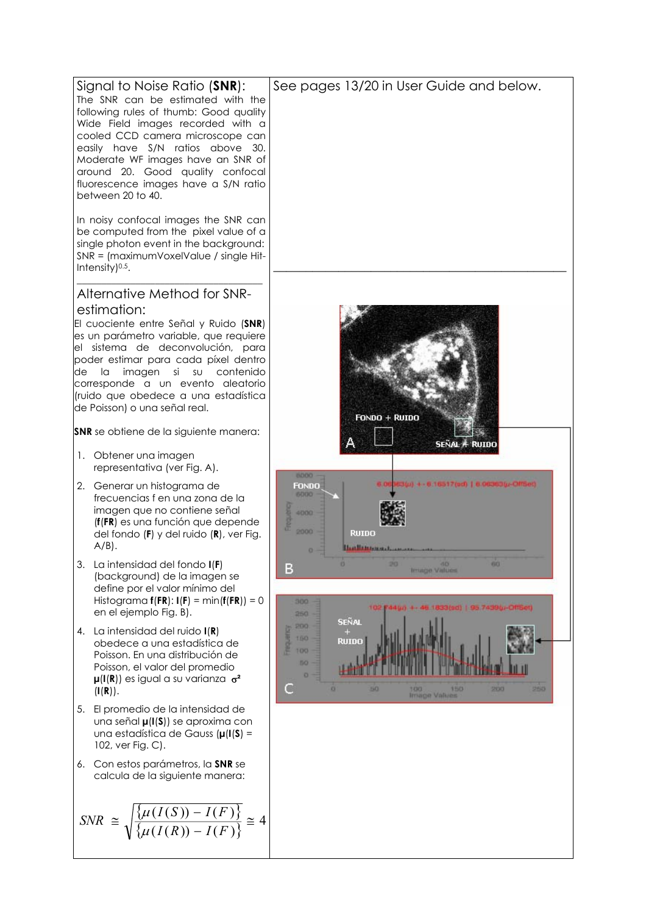## Signal to Noise Ratio (**SNR**):

The SNR can be estimated with the following rules of thumb: Good quality Wide Field images recorded with a cooled CCD camera microscope can easily have S/N ratios above 30. Moderate WF images have an SNR of around 20. Good quality confocal fluorescence images have a S/N ratio between 20 to 40.

In noisy confocal images the SNR can be computed from the pixel value of a single photon event in the background: SNR = (maximumVoxelValue / single Hit-Intensity)$^{0.5}$.

See pages 13/20 in User Guide and below.

---

## Alternative Method for SNR-estimation:

El cuociente entre Señal y Ruido (**SNR**) es un parámetro variable, que requiere el sistema de deconvolución, para poder estimar para cada píxel dentro de la imagen si su contenido corresponde a un evento aleatorio (ruido que obedece a una estadística de Poisson) o una señal real.

**SNR** se obtiene de la siguiente manera:

1. Obtener una imagen representativa (ver Fig. A).
2. Generar un histograma de frecuencias f en una zona de la imagen que no contiene señal (**f**(**FR**) es una función que depende del fondo (**F**) y del ruido (**R**), ver Fig. A/B).
3. La intensidad del fondo **I**(**F**) (background) de la imagen se define por el valor mínimo del Histograma **f**(**FR**): **I**(**F**) = min(**f**(**FR**)) = 0 en el ejemplo Fig. B).
4. La intensidad del ruido **I**(**R**) obedece a una estadística de Poisson. En una distribución de Poisson, el valor del promedio **μ**(**I**(**R**)) es igual a su varianza $\sigma^2$ (**I**(**R**)).
5. El promedio de la intensidad de una señal **μ**(**I**(**S**)) se aproxima con una estadística de Gauss (**μ**(**I**(**S**) = 102, ver Fig. C).
6. Con estos parámetros, la **SNR** se calcula de la siguiente manera:

$$SNR \cong \sqrt{\frac{\{\mu(I(S)) - I(F)\}}{\{\mu(I(R)) - I(F)\}}} \cong 4$$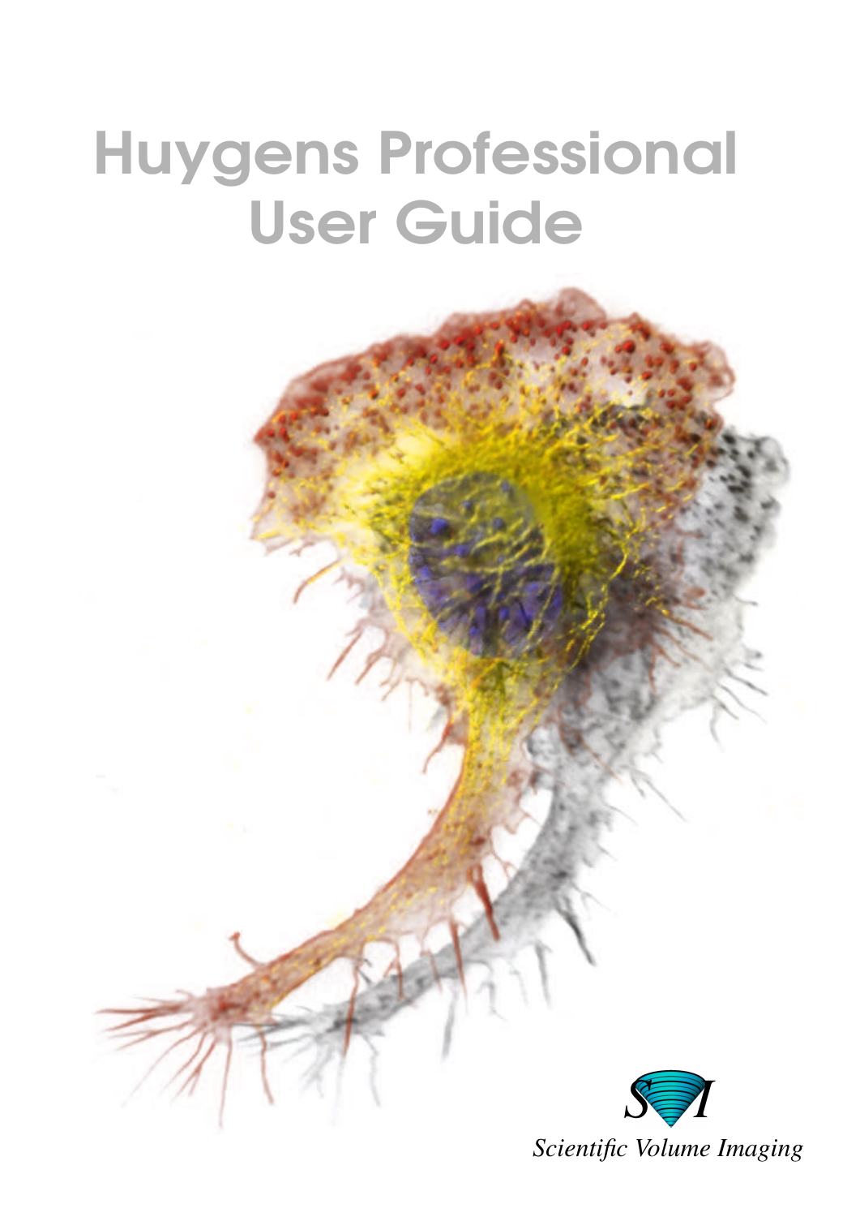# Huygens Professional User Guide

Scientific Volume Imaging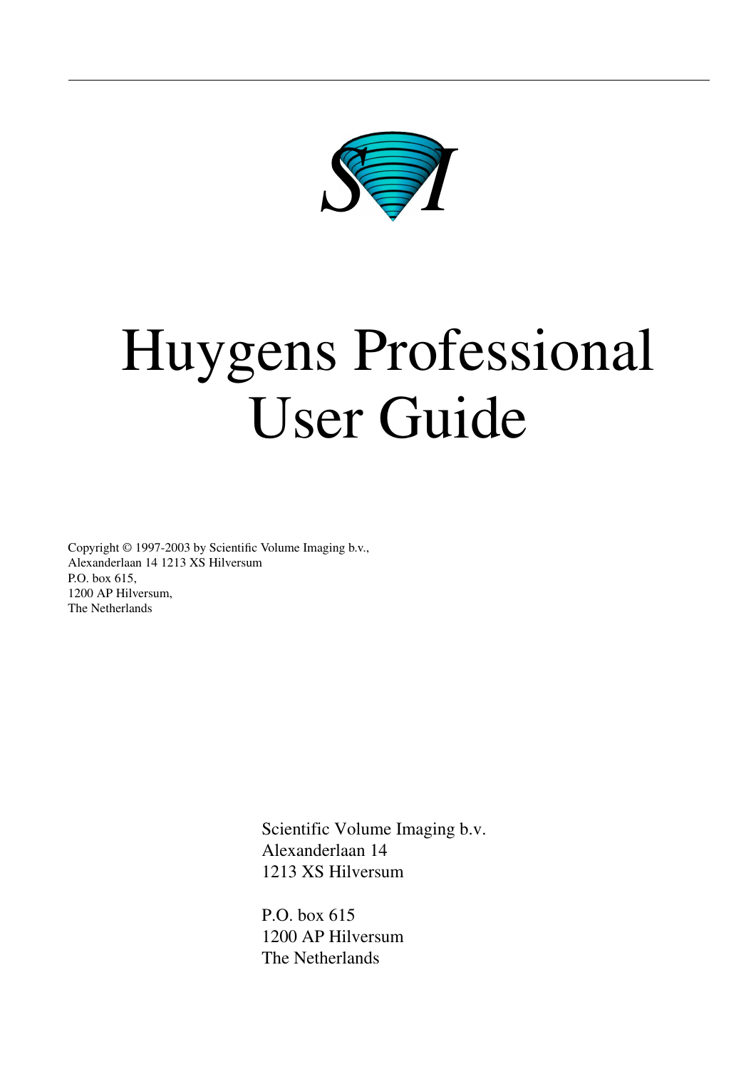# Huygens Professional User Guide

Copyright © 1997-2003 by Scientific Volume Imaging b.v.,
Alexanderlaan 14 1213 XS Hilversum
P.O. box 615,
1200 AP Hilversum,
The Netherlands

Scientific Volume Imaging b.v.
Alexanderlaan 14
1213 XS Hilversum

P.O. box 615
1200 AP Hilversum
The Netherlands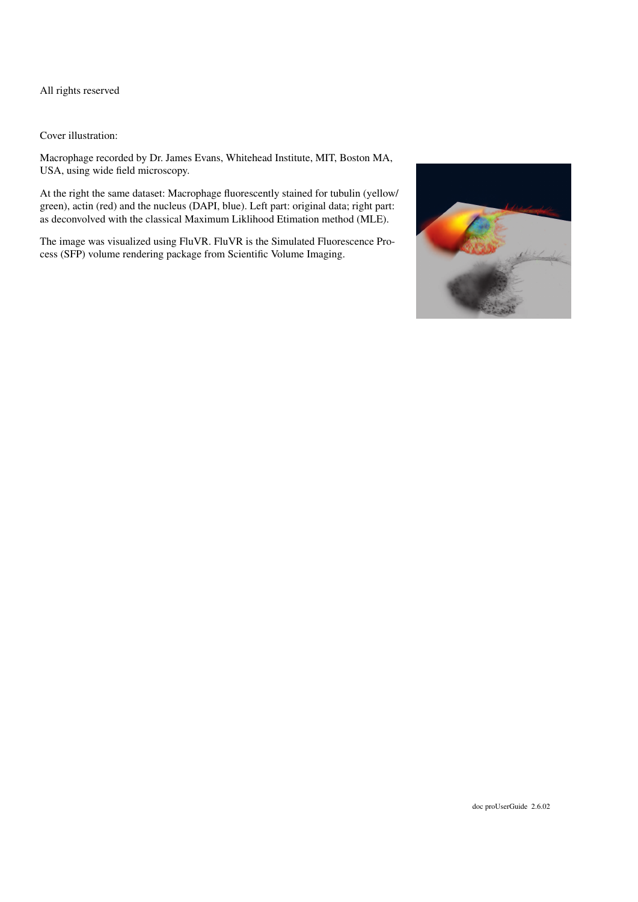All rights reserved

Cover illustration:

Macrophage recorded by Dr. James Evans, Whitehead Institute, MIT, Boston MA, USA, using wide field microscopy.

At the right the same dataset: Macrophage fluorescently stained for tubulin (yellow/ green), actin (red) and the nucleus (DAPI, blue). Left part: original data; right part: as deconvolved with the classical Maximum Liklihood Etimation method (MLE).

The image was visualized using FluVR. FluVR is the Simulated Fluorescence Process (SFP) volume rendering package from Scientific Volume Imaging.

doc proUserGuide 2.6.02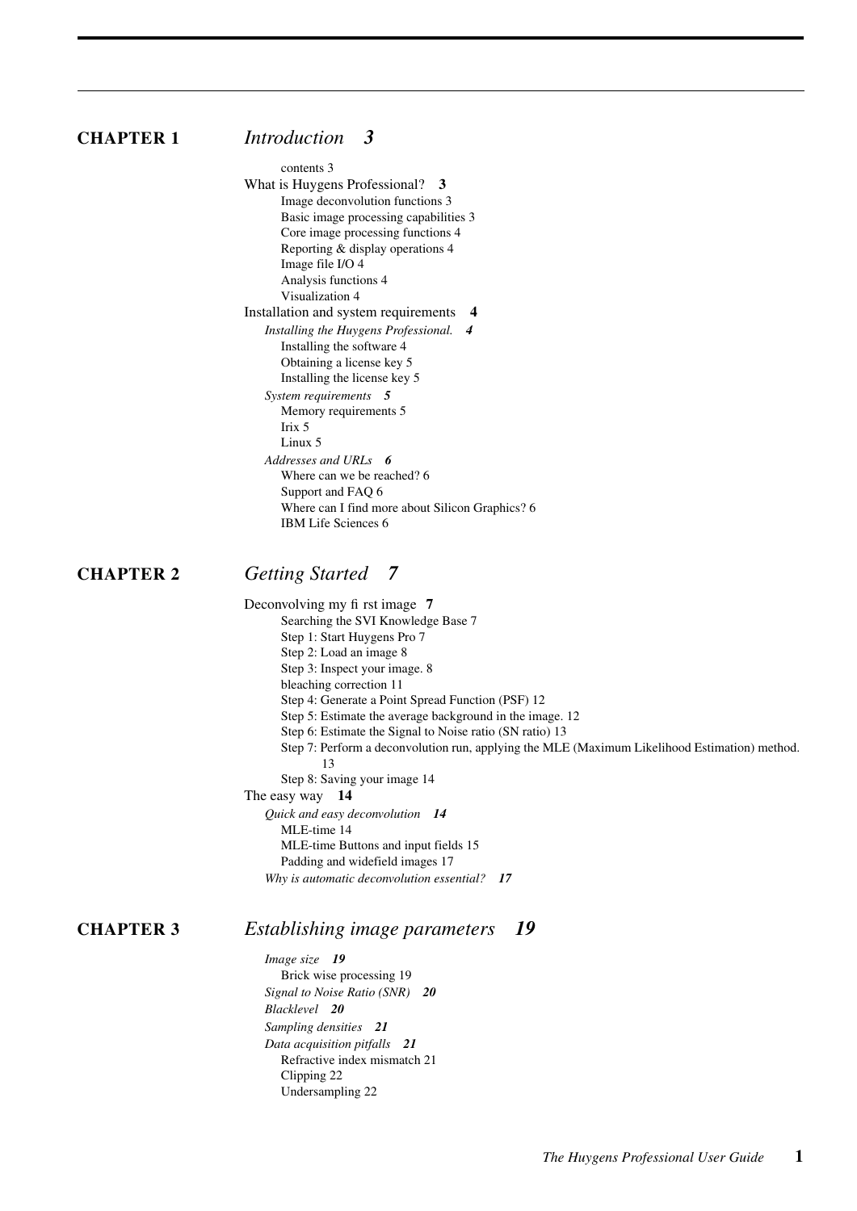## CHAPTER 1 *Introduction* **3**

- contents 3
- What is Huygens Professional? **3**
  - Image deconvolution functions 3
  - Basic image processing capabilities 3
  - Core image processing functions 4
  - Reporting & display operations 4
  - Image file I/O 4
  - Analysis functions 4
  - Visualization 4
- Installation and system requirements **4**
  - *Installing the Huygens Professional.* ***4***
    - Installing the software 4
    - Obtaining a license key 5
    - Installing the license key 5
  - *System requirements* ***5***
    - Memory requirements 5
    - Irix 5
    - Linux 5
  - *Addresses and URLs* ***6***
    - Where can we be reached? 6
    - Support and FAQ 6
    - Where can I find more about Silicon Graphics? 6
    - IBM Life Sciences 6

## CHAPTER 2 *Getting Started* **7**

- Deconvolving my first image **7**
  - Searching the SVI Knowledge Base 7
  - Step 1: Start Huygens Pro 7
  - Step 2: Load an image 8
  - Step 3: Inspect your image. 8
  - bleaching correction 11
  - Step 4: Generate a Point Spread Function (PSF) 12
  - Step 5: Estimate the average background in the image. 12
  - Step 6: Estimate the Signal to Noise ratio (SN ratio) 13
  - Step 7: Perform a deconvolution run, applying the MLE (Maximum Likelihood Estimation) method. 13
  - Step 8: Saving your image 14
- The easy way **14**
  - *Quick and easy deconvolution* ***14***
    - MLE-time 14
    - MLE-time Buttons and input fields 15
    - Padding and widefield images 17
  - *Why is automatic deconvolution essential?* ***17***

## CHAPTER 3 *Establishing image parameters* **19**

- *Image size* ***19***
  - Brick wise processing 19
- *Signal to Noise Ratio (SNR)* ***20***
- *Blacklevel* ***20***
- *Sampling densities* ***21***
- *Data acquisition pitfalls* ***21***
  - Refractive index mismatch 21
  - Clipping 22
  - Undersampling 22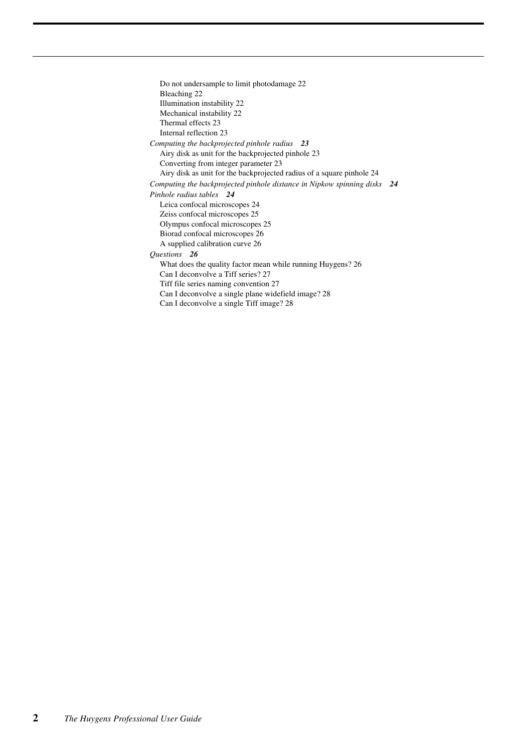Do not undersample to limit photodamage 22
Bleaching 22
Illumination instability 22
Mechanical instability 22
Thermal effects 23
Internal reflection 23

*Computing the backprojected pinhole radius* ***23***

Airy disk as unit for the backprojected pinhole 23
Converting from integer parameter 23
Airy disk as unit for the backprojected radius of a square pinhole 24

*Computing the backprojected pinhole distance in Nipkow spinning disks* ***24***

*Pinhole radius tables* ***24***

Leica confocal microscopes 24
Zeiss confocal microscopes 25
Olympus confocal microscopes 25
Biorad confocal microscopes 26
A supplied calibration curve 26

*Questions* ***26***

What does the quality factor mean while running Huygens? 26
Can I deconvolve a Tiff series? 27
Tiff file series naming convention 27
Can I deconvolve a single plane widefield image? 28
Can I deconvolve a single Tiff image? 28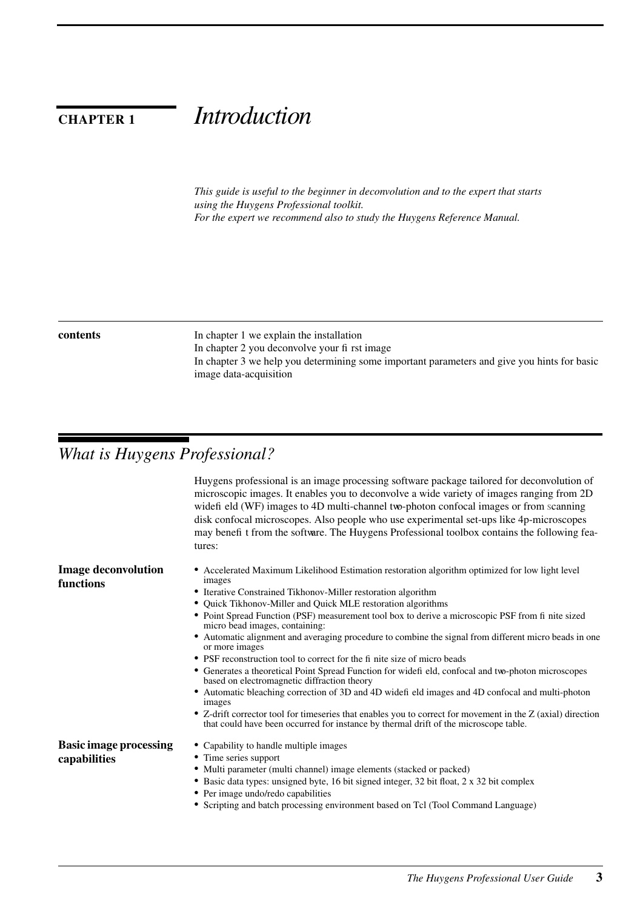# CHAPTER 1 *Introduction*

*This guide is useful to the beginner in deconvolution and to the expert that starts using the Huygens Professional toolkit.*
*For the expert we recommend also to study the Huygens Reference Manual.*

**contents**

In chapter 1 we explain the installation
In chapter 2 you deconvolve your first image
In chapter 3 we help you determining some important parameters and give you hints for basic image data-acquisition

## *What is Huygens Professional?*

Huygens professional is an image processing software package tailored for deconvolution of microscopic images. It enables you to deconvolve a wide variety of images ranging from 2D widefield (WF) images to 4D multi-channel two-photon confocal images or from scanning disk confocal microscopes. Also people who use experimental set-ups like 4p-microscopes may benefit from the software. The Huygens Professional toolbox contains the following features:

**Image deconvolution functions**

- Accelerated Maximum Likelihood Estimation restoration algorithm optimized for low light level images
- Iterative Constrained Tikhonov-Miller restoration algorithm
- Quick Tikhonov-Miller and Quick MLE restoration algorithms
- Point Spread Function (PSF) measurement tool box to derive a microscopic PSF from finite sized micro bead images, containing:
- Automatic alignment and averaging procedure to combine the signal from different micro beads in one or more images
- PSF reconstruction tool to correct for the finite size of micro beads
- Generates a theoretical Point Spread Function for widefield, confocal and two-photon microscopes based on electromagnetic diffraction theory
- Automatic bleaching correction of 3D and 4D widefield images and 4D confocal and multi-photon images
- Z-drift corrector tool for timeseries that enables you to correct for movement in the Z (axial) direction that could have been occurred for instance by thermal drift of the microscope table.

**Basic image processing capabilities**

- Capability to handle multiple images
- Time series support
- Multi parameter (multi channel) image elements (stacked or packed)
- Basic data types: unsigned byte, 16 bit signed integer, 32 bit float, 2 x 32 bit complex
- Per image undo/redo capabilities
- Scripting and batch processing environment based on Tcl (Tool Command Language)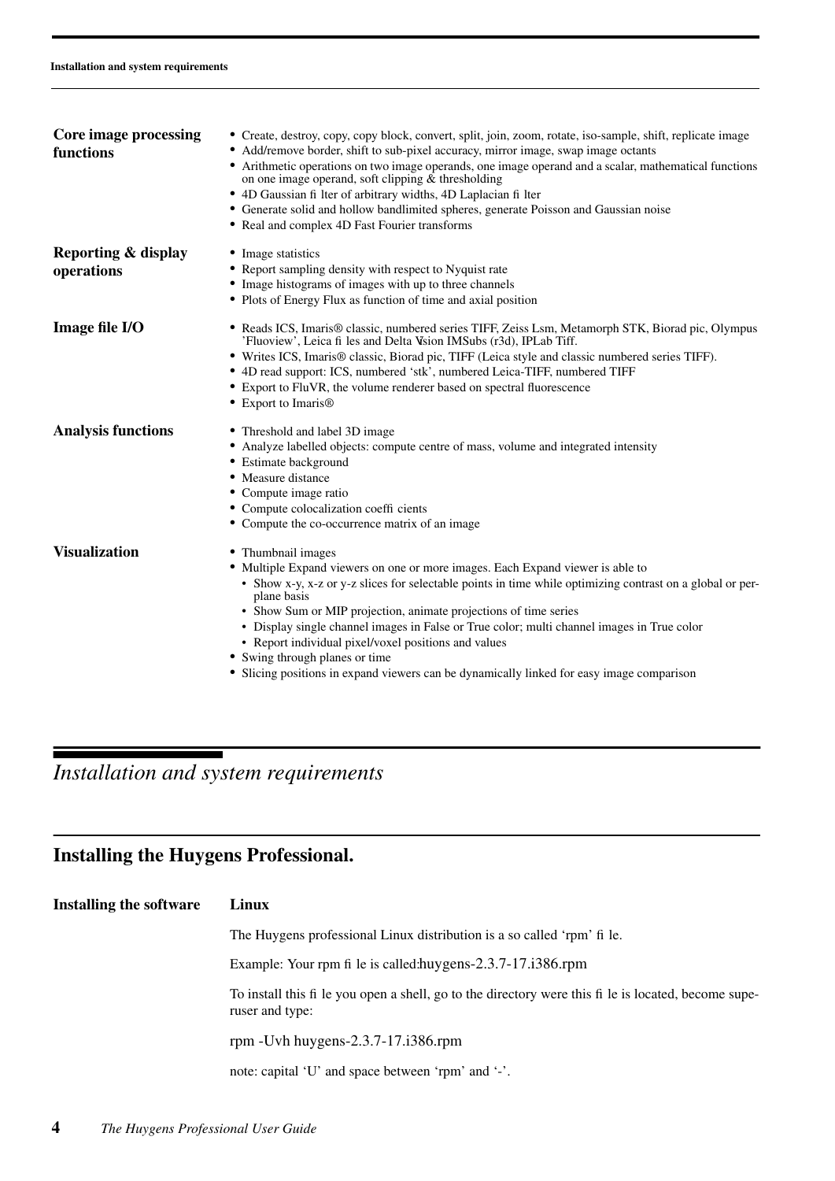**Core image processing functions**

- Create, destroy, copy, copy block, convert, split, join, zoom, rotate, iso-sample, shift, replicate image
- Add/remove border, shift to sub-pixel accuracy, mirror image, swap image octants
- Arithmetic operations on two image operands, one image operand and a scalar, mathematical functions on one image operand, soft clipping & thresholding
- 4D Gaussian filter of arbitrary widths, 4D Laplacian filter
- Generate solid and hollow bandlimited spheres, generate Poisson and Gaussian noise
- Real and complex 4D Fast Fourier transforms

**Reporting & display operations**

- Image statistics
- Report sampling density with respect to Nyquist rate
- Image histograms of images with up to three channels
- Plots of Energy Flux as function of time and axial position

**Image file I/O**

- Reads ICS, Imaris® classic, numbered series TIFF, Zeiss Lsm, Metamorph STK, Biorad pic, Olympus 'Fluoview', Leica files and Delta Vision IMSubs (r3d), IPLab Tiff.
- Writes ICS, Imaris® classic, Biorad pic, TIFF (Leica style and classic numbered series TIFF).
- 4D read support: ICS, numbered 'stk', numbered Leica-TIFF, numbered TIFF
- Export to FluVR, the volume renderer based on spectral fluorescence
- Export to Imaris®

**Analysis functions**

- Threshold and label 3D image
- Analyze labelled objects: compute centre of mass, volume and integrated intensity
- Estimate background
- Measure distance
- Compute image ratio
- Compute colocalization coefficients
- Compute the co-occurrence matrix of an image

**Visualization**

- Thumbnail images
- Multiple Expand viewers on one or more images. Each Expand viewer is able to
  - Show x-y, x-z or y-z slices for selectable points in time while optimizing contrast on a global or per-plane basis
  - Show Sum or MIP projection, animate projections of time series
  - Display single channel images in False or True color; multi channel images in True color
  - Report individual pixel/voxel positions and values
- Swing through planes or time
- Slicing positions in expand viewers can be dynamically linked for easy image comparison

# *Installation and system requirements*

## Installing the Huygens Professional.

**Installing the software**

### Linux

The Huygens professional Linux distribution is a so called 'rpm' file.

Example: Your rpm file is called:huygens-2.3.7-17.i386.rpm

To install this file you open a shell, go to the directory were this file is located, become superuser and type:

```
rpm -Uvh huygens-2.3.7-17.i386.rpm
```

note: capital 'U' and space between 'rpm' and '-'.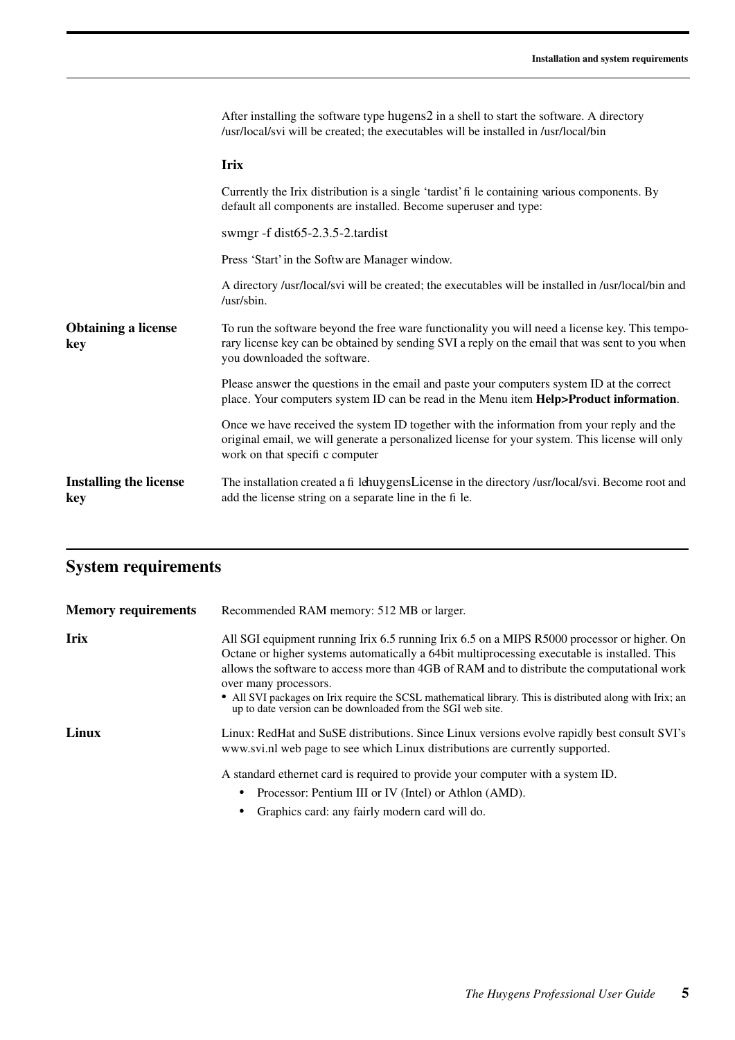After installing the software type hugens2 in a shell to start the software. A directory /usr/local/svi will be created; the executables will be installed in /usr/local/bin

### Irix

Currently the Irix distribution is a single 'tardist' file containing various components. By default all components are installed. Become superuser and type:

swmgr -f dist65-2.3.5-2.tardist

Press 'Start' in the Software Manager window.

A directory /usr/local/svi will be created; the executables will be installed in /usr/local/bin and /usr/sbin.

**Obtaining a license key**

To run the software beyond the free ware functionality you will need a license key. This temporary license key can be obtained by sending SVI a reply on the email that was sent to you when you downloaded the software.

Please answer the questions in the email and paste your computers system ID at the correct place. Your computers system ID can be read in the Menu item **Help>Product information**.

Once we have received the system ID together with the information from your reply and the original email, we will generate a personalized license for your system. This license will only work on that specific computer

**Installing the license key**

The installation created a file huygensLicense in the directory /usr/local/svi. Become root and add the license string on a separate line in the file.

## System requirements

**Memory requirements**

Recommended RAM memory: 512 MB or larger.

**Irix**

All SGI equipment running Irix 6.5 running Irix 6.5 on a MIPS R5000 processor or higher. On Octane or higher systems automatically a 64bit multiprocessing executable is installed. This allows the software to access more than 4GB of RAM and to distribute the computational work over many processors.

- All SVI packages on Irix require the SCSL mathematical library. This is distributed along with Irix; an up to date version can be downloaded from the SGI web site.

**Linux**

Linux: RedHat and SuSE distributions. Since Linux versions evolve rapidly best consult SVI's www.svi.nl web page to see which Linux distributions are currently supported.

A standard ethernet card is required to provide your computer with a system ID.

- Processor: Pentium III or IV (Intel) or Athlon (AMD).
- Graphics card: any fairly modern card will do.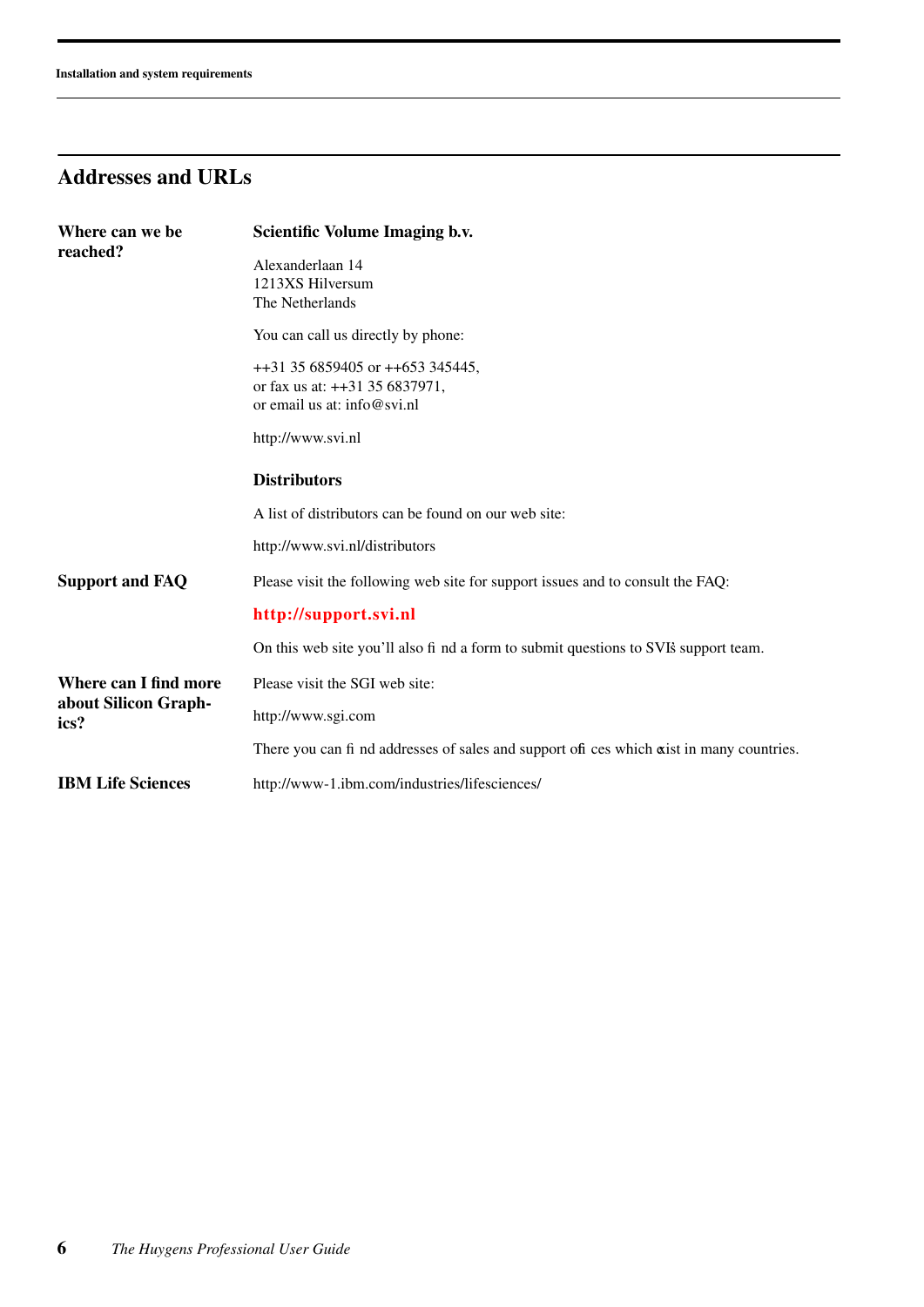## Addresses and URLs

**Where can we be reached?**

**Scientific Volume Imaging b.v.**

Alexanderlaan 14
1213XS Hilversum
The Netherlands

You can call us directly by phone:

++31 35 6859405 or ++653 345445,
or fax us at: ++31 35 6837971,
or email us at: info@svi.nl

http://www.svi.nl

**Distributors**

A list of distributors can be found on our web site:

http://www.svi.nl/distributors

**Support and FAQ**

Please visit the following web site for support issues and to consult the FAQ:

**http://support.svi.nl**

On this web site you'll also find a form to submit questions to SVI's support team.

**Where can I find more about Silicon Graphics?**

Please visit the SGI web site:

http://www.sgi.com

There you can find addresses of sales and support offices which exist in many countries.

**IBM Life Sciences**

http://www-1.ibm.com/industries/lifesciences/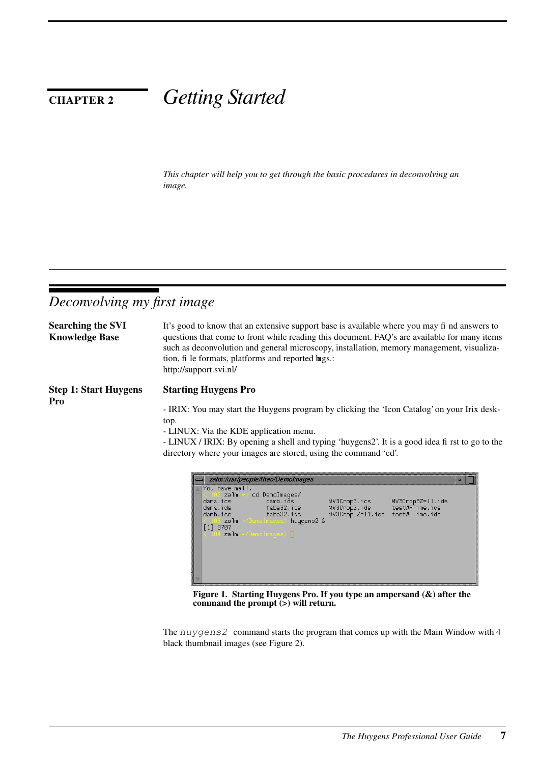# CHAPTER 2 Getting Started

*This chapter will help you to get through the basic procedures in deconvolving an image.*

## Deconvolving my first image

**Searching the SVI Knowledge Base**

It's good to know that an extensive support base is available where you may find answers to questions that come to front while reading this document. FAQ's are available for many items such as deconvolution and general microscopy, installation, memory management, visualization, file formats, platforms and reported bugs.:
http://support.svi.nl/

**Step 1: Start Huygens Pro**

### Starting Huygens Pro

- IRIX: You may start the Huygens program by clicking the 'Icon Catalog' on your Irix desktop.
- LINUX: Via the KDE application menu.
- LINUX / IRIX: By opening a shell and typing 'huygens2'. It is a good idea first to go to the directory where your images are stored, using the command 'cd'.

```
zalm:/usr/people/theo/DemoImages
You have mail.
< 102 zalm ~> cd DemoImages/
dama.ics          damb.ids          MV3Crop3.ics       MV3Crop3Z=11.ids
dama.ids          faba32.ics        MV3Crop3.ids       testWFTime.ics
damb.ics          faba32.ids        MV3Crop3Z=11.ics   testWFTime.ids
< 103 zalm ~/DemoImages> huygens2 &
[1] 3707
< 104 zalm ~/DemoImages>
```

**Figure 1. Starting Huygens Pro. If you type an ampersand (&) after the command the prompt (>) will return.**

The `huygens2` command starts the program that comes up with the Main Window with 4 black thumbnail images (see Figure 2).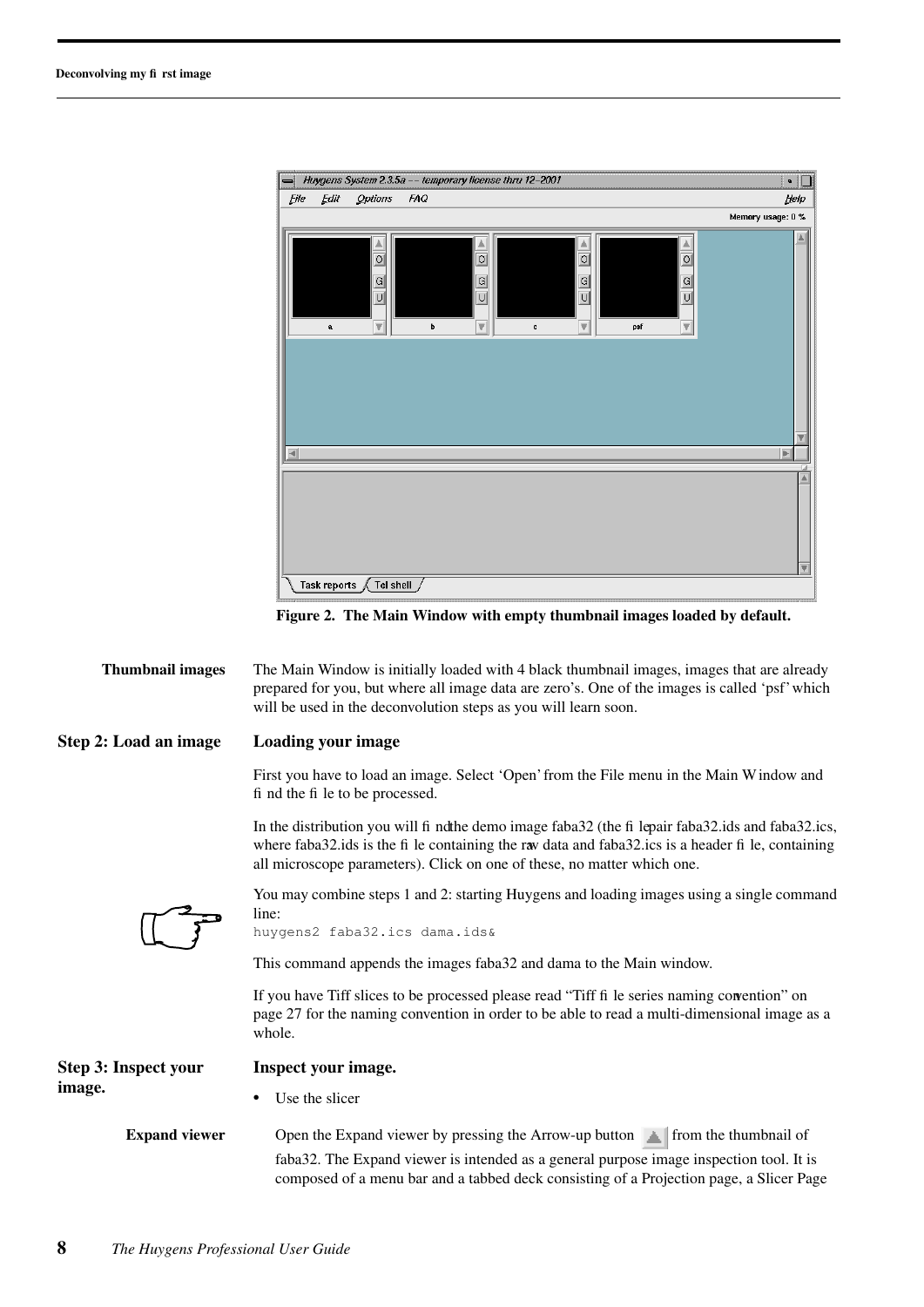Figure 2. The Main Window with empty thumbnail images loaded by default.

**Thumbnail images**

The Main Window is initially loaded with 4 black thumbnail images, images that are already prepared for you, but where all image data are zero's. One of the images is called 'psf' which will be used in the deconvolution steps as you will learn soon.

## Step 2: Load an image

### Loading your image

First you have to load an image. Select 'Open' from the File menu in the Main Window and find the file to be processed.

In the distribution you will find the demo image faba32 (the file pair faba32.ids and faba32.ics, where faba32.ids is the file containing the raw data and faba32.ics is a header file, containing all microscope parameters). Click on one of these, no matter which one.

You may combine steps 1 and 2: starting Huygens and loading images using a single command line:

```
huygens2 faba32.ics dama.ids&
```

This command appends the images faba32 and dama to the Main window.

If you have Tiff slices to be processed please read "Tiff file series naming convention" on page 27 for the naming convention in order to be able to read a multi-dimensional image as a whole.

## Step 3: Inspect your image.

### Inspect your image.

- Use the slicer

**Expand viewer**

Open the Expand viewer by pressing the Arrow-up button from the thumbnail of faba32. The Expand viewer is intended as a general purpose image inspection tool. It is composed of a menu bar and a tabbed deck consisting of a Projection page, a Slicer Page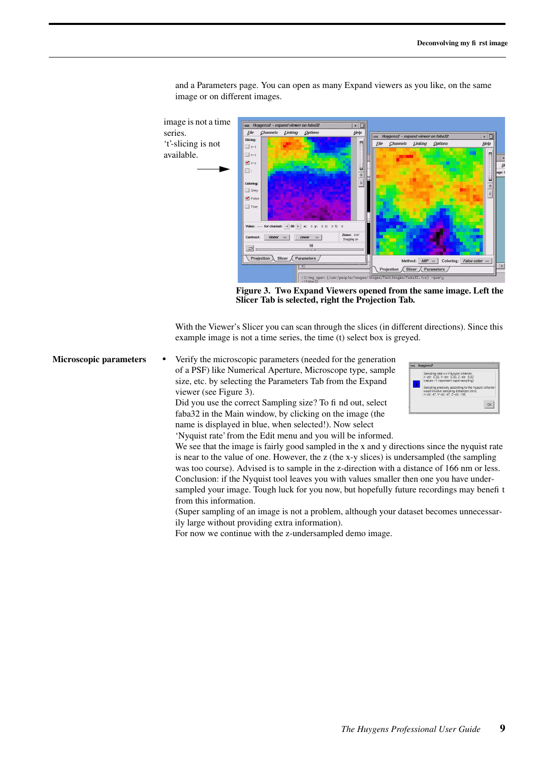and a Parameters page. You can open as many Expand viewers as you like, on the same image or on different images.

image is not a time series.
't'-slicing is not available.

**Figure 3. Two Expand Viewers opened from the same image. Left the Slicer Tab is selected, right the Projection Tab.**

With the Viewer's Slicer you can scan through the slices (in different directions). Since this example image is not a time series, the time (t) select box is greyed.

**Microscopic parameters**

- Verify the microscopic parameters (needed for the generation of a PSF) like Numerical Aperture, Microscope type, sample size, etc. by selecting the Parameters Tab from the Expand viewer (see Figure 3).
  Did you use the correct Sampling size? To find out, select faba32 in the Main window, by clicking on the image (the name is displayed in blue, when selected!). Now select 'Nyquist rate' from the Edit menu and you will be informed.
  We see that the image is fairly good sampled in the x and y directions since the nyquist rate is near to the value of one. However, the z (the x-y slices) is undersampled (the sampling was too course). Advised is to sample in the z-direction with a distance of 166 nm or less.
  Conclusion: if the Nyquist tool leaves you with values smaller then one you have under-sampled your image. Tough luck for you now, but hopefully future recordings may benefit from this information.
  (Super sampling of an image is not a problem, although your dataset becomes unnecessarily large without providing extra information).
  For now we continue with the z-undersampled demo image.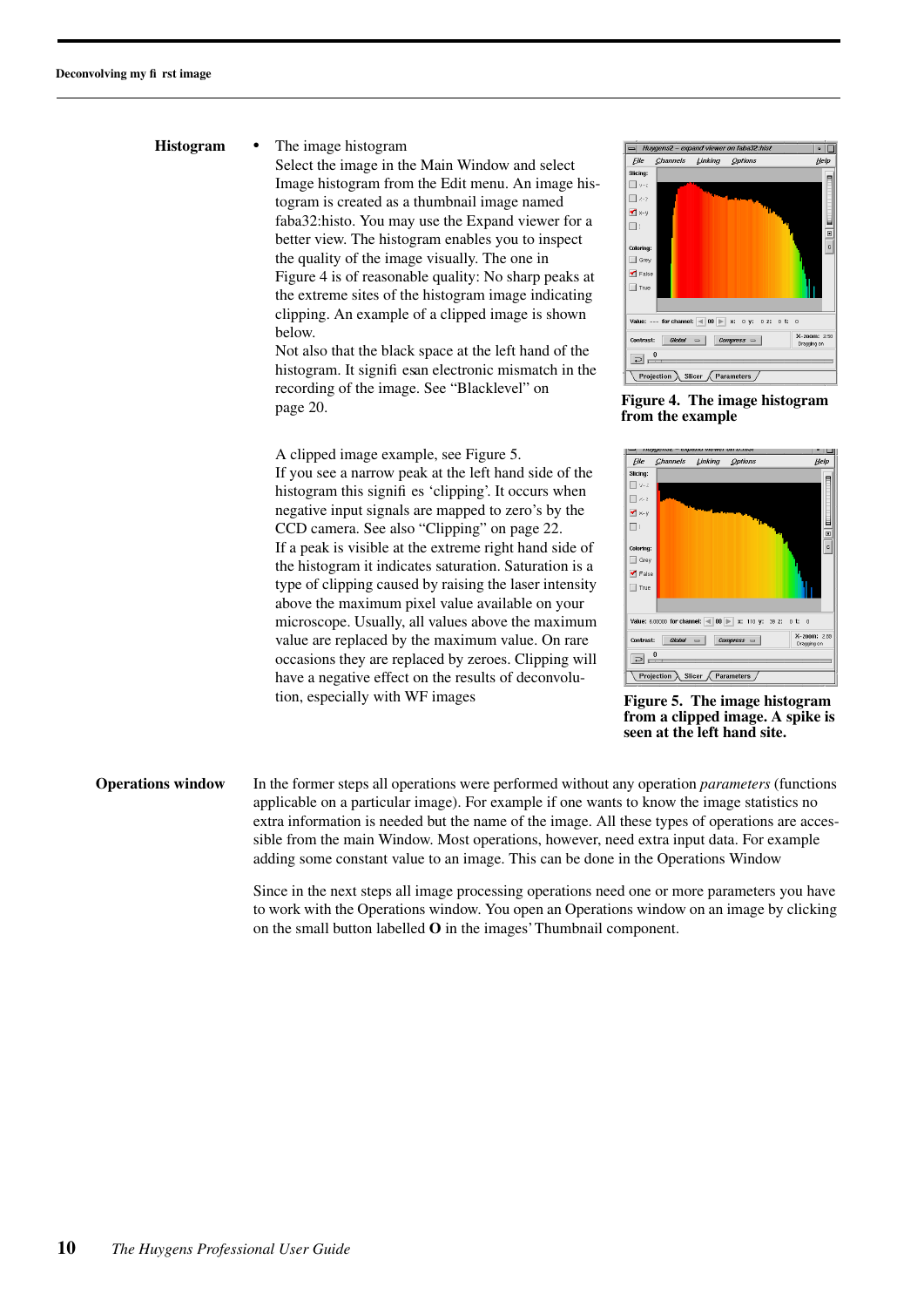## Histogram

- The image histogram

  Select the image in the Main Window and select Image histogram from the Edit menu. An image histogram is created as a thumbnail image named faba32:histo. You may use the Expand viewer for a better view. The histogram enables you to inspect the quality of the image visually. The one in Figure 4 is of reasonable quality: No sharp peaks at the extreme sites of the histogram image indicating clipping. An example of a clipped image is shown below.

  Not also that the black space at the left hand of the histogram. It signifi esan electronic mismatch in the recording of the image. See “Blacklevel” on page 20.

  **Figure 4. The image histogram from the example**

  A clipped image example, see Figure 5.

  If you see a narrow peak at the left hand side of the histogram this signifi es ‘clipping’. It occurs when negative input signals are mapped to zero’s by the CCD camera. See also “Clipping” on page 22.

  If a peak is visible at the extreme right hand side of the histogram it indicates saturation. Saturation is a type of clipping caused by raising the laser intensity above the maximum pixel value available on your microscope. Usually, all values above the maximum value are replaced by the maximum value. On rare occasions they are replaced by zeroes. Clipping will have a negative effect on the results of deconvolution, especially with WF images

  **Figure 5. The image histogram from a clipped image. A spike is seen at the left hand site.**

## Operations window

In the former steps all operations were performed without any operation *parameters* (functions applicable on a particular image). For example if one wants to know the image statistics no extra information is needed but the name of the image. All these types of operations are accessible from the main Window. Most operations, however, need extra input data. For example adding some constant value to an image. This can be done in the Operations Window

Since in the next steps all image processing operations need one or more parameters you have to work with the Operations window. You open an Operations window on an image by clicking on the small button labelled **O** in the images’ Thumbnail component.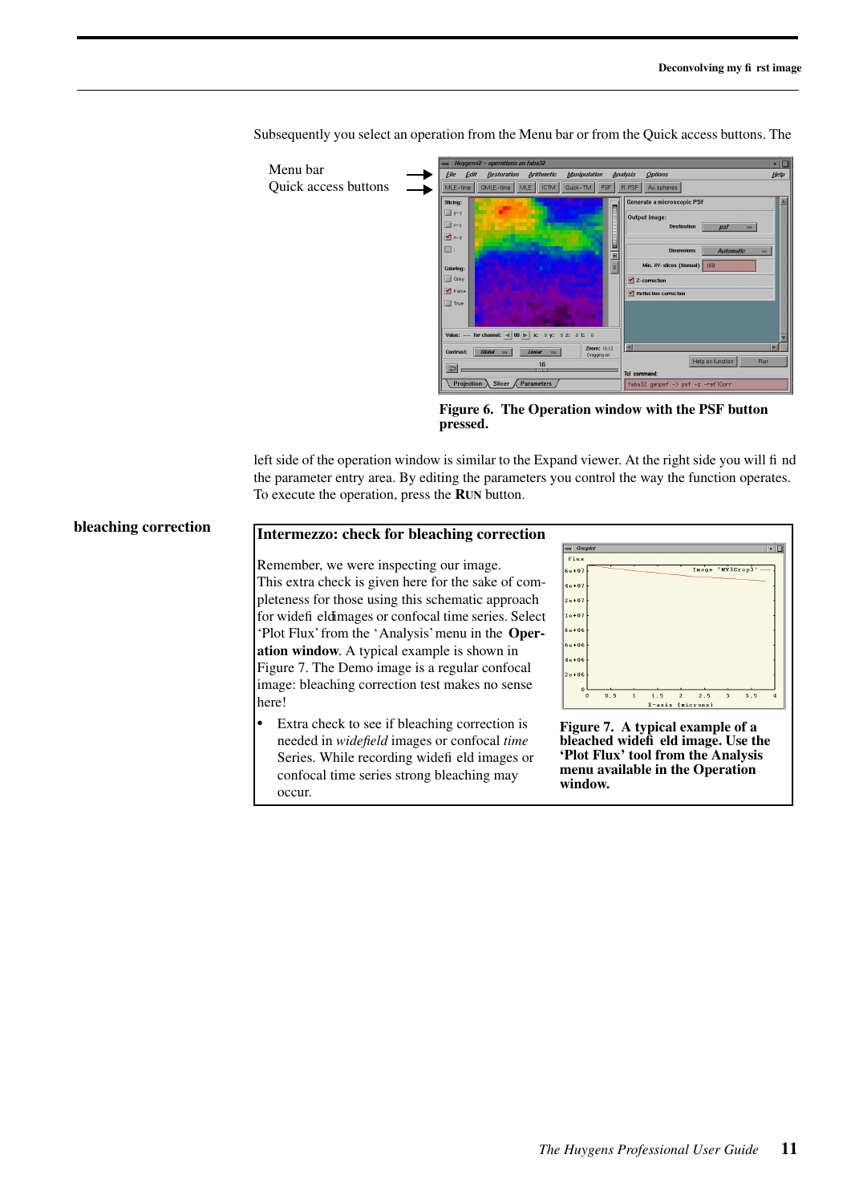Subsequently you select an operation from the Menu bar or from the Quick access buttons. The

Menu bar
Quick access buttons

**Figure 6. The Operation window with the PSF button pressed.**

left side of the operation window is similar to the Expand viewer. At the right side you will find the parameter entry area. By editing the parameters you control the way the function operates. To execute the operation, press the RUN button.

**bleaching correction**

## Intermezzo: check for bleaching correction

Remember, we were inspecting our image.
This extra check is given here for the sake of completeness for those using this schematic approach for widefield images or confocal time series. Select 'Plot Flux' from the 'Analysis' menu in the **Operation window**. A typical example is shown in Figure 7. The Demo image is a regular confocal image: bleaching correction test makes no sense here!

- Extra check to see if bleaching correction is needed in *widefield* images or confocal *time* Series. While recording widefield images or confocal time series strong bleaching may occur.

**Figure 7. A typical example of a bleached widefield image. Use the 'Plot Flux' tool from the Analysis menu available in the Operation window.**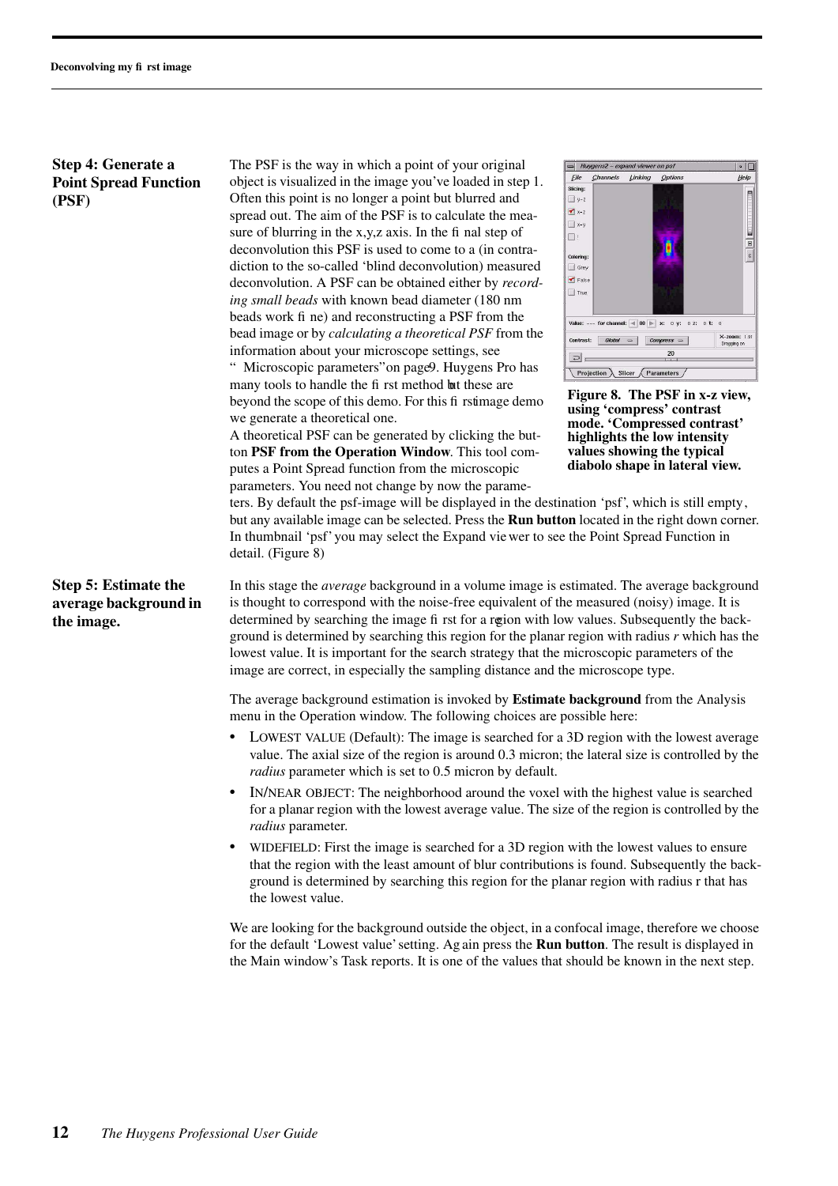## Step 4: Generate a Point Spread Function (PSF)

The PSF is the way in which a point of your original object is visualized in the image you've loaded in step 1. Often this point is no longer a point but blurred and spread out. The aim of the PSF is to calculate the measure of blurring in the x,y,z axis. In the final step of deconvolution this PSF is used to come to a (in contradiction to the so-called 'blind deconvolution) measured deconvolution. A PSF can be obtained either by *recording small beads* with known bead diameter (180 nm beads work fine) and reconstructing a PSF from the bead image or by *calculating a theoretical PSF* from the information about your microscope settings, see "Microscopic parameters" on page 9. Huygens Pro has many tools to handle the first method but these are beyond the scope of this demo. For this first image demo we generate a theoretical one.

A theoretical PSF can be generated by clicking the button **PSF from the Operation Window**. This tool computes a Point Spread Function from the microscopic parameters. You need not change by now the parameters. By default the psf-image will be displayed in the destination 'psf', which is still empty, but any available image can be selected. Press the **Run button** located in the right down corner. In thumbnail 'psf' you may select the Expand viewer to see the Point Spread Function in detail. (Figure 8)

**Figure 8. The PSF in x-z view, using 'compress' contrast mode. 'Compressed contrast' highlights the low intensity values showing the typical diabolo shape in lateral view.**

## Step 5: Estimate the average background in the image.

In this stage the *average* background in a volume image is estimated. The average background is thought to correspond with the noise-free equivalent of the measured (noisy) image. It is determined by searching the image first for a region with low values. Subsequently the background is determined by searching this region for the planar region with radius *r* which has the lowest value. It is important for the search strategy that the microscopic parameters of the image are correct, in especially the sampling distance and the microscope type.

The average background estimation is invoked by **Estimate background** from the Analysis menu in the Operation window. The following choices are possible here:

- LOWEST VALUE (Default): The image is searched for a 3D region with the lowest average value. The axial size of the region is around 0.3 micron; the lateral size is controlled by the *radius* parameter which is set to 0.5 micron by default.
- IN/NEAR OBJECT: The neighborhood around the voxel with the highest value is searched for a planar region with the lowest average value. The size of the region is controlled by the *radius* parameter.
- WIDEFIELD: First the image is searched for a 3D region with the lowest values to ensure that the region with the least amount of blur contributions is found. Subsequently the background is determined by searching this region for the planar region with radius r that has the lowest value.

We are looking for the background outside the object, in a confocal image, therefore we choose for the default 'Lowest value' setting. Again press the **Run button**. The result is displayed in the Main window's Task reports. It is one of the values that should be known in the next step.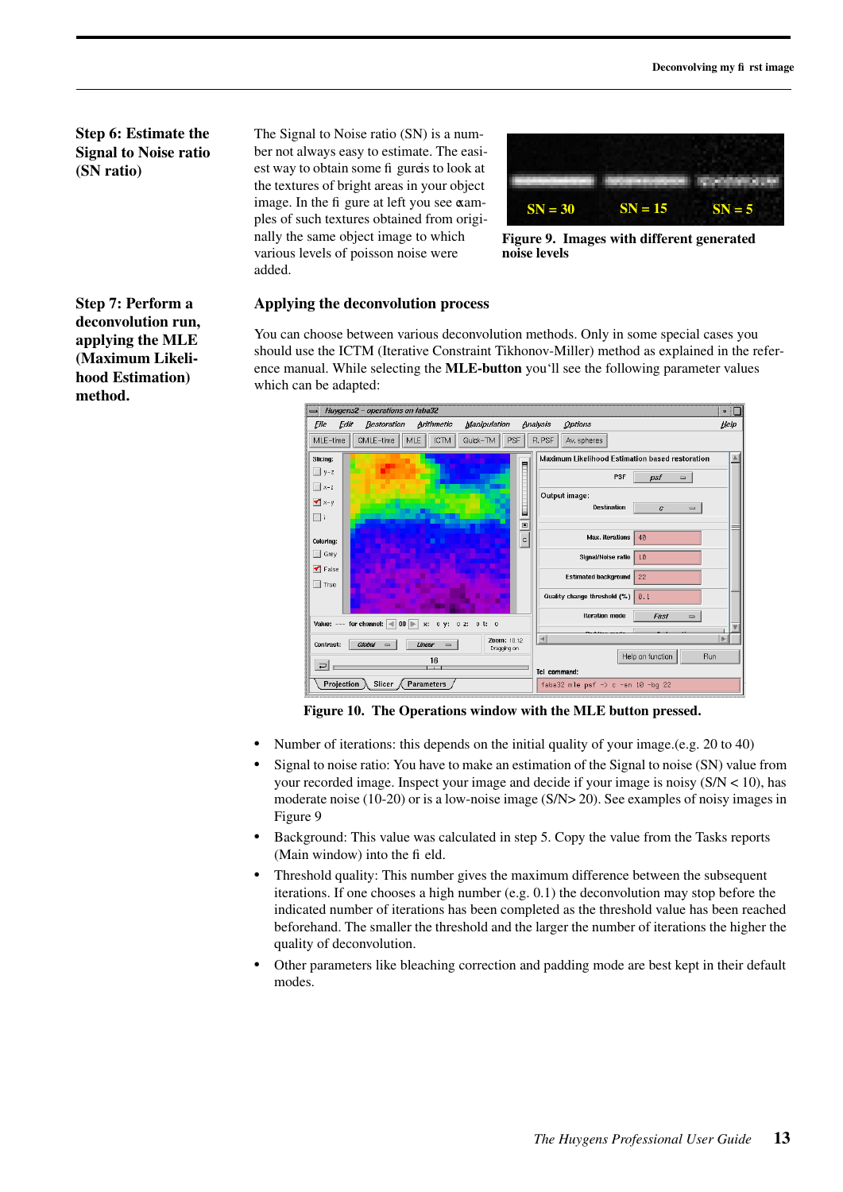## Step 6: Estimate the Signal to Noise ratio (SN ratio)

The Signal to Noise ratio (SN) is a number not always easy to estimate. The easiest way to obtain some figure is to look at the textures of bright areas in your object image. In the figure at left you see examples of such textures obtained from originally the same object image to which various levels of poisson noise were added.

**Figure 9. Images with different generated noise levels**

## Step 7: Perform a deconvolution run, applying the MLE (Maximum Likelihood Estimation) method.

### Applying the deconvolution process

You can choose between various deconvolution methods. Only in some special cases you should use the ICTM (Iterative Constraint Tikhonov-Miller) method as explained in the reference manual. While selecting the **MLE-button** you'll see the following parameter values which can be adapted:

**Figure 10. The Operations window with the MLE button pressed.**

- Number of iterations: this depends on the initial quality of your image.(e.g. 20 to 40)
- Signal to noise ratio: You have to make an estimation of the Signal to noise (SN) value from your recorded image. Inspect your image and decide if your image is noisy (S/N < 10), has moderate noise (10-20) or is a low-noise image (S/N> 20). See examples of noisy images in Figure 9
- Background: This value was calculated in step 5. Copy the value from the Tasks reports (Main window) into the field.
- Threshold quality: This number gives the maximum difference between the subsequent iterations. If one chooses a high number (e.g. 0.1) the deconvolution may stop before the indicated number of iterations has been completed as the threshold value has been reached beforehand. The smaller the threshold and the larger the number of iterations the higher the quality of deconvolution.
- Other parameters like bleaching correction and padding mode are best kept in their default modes.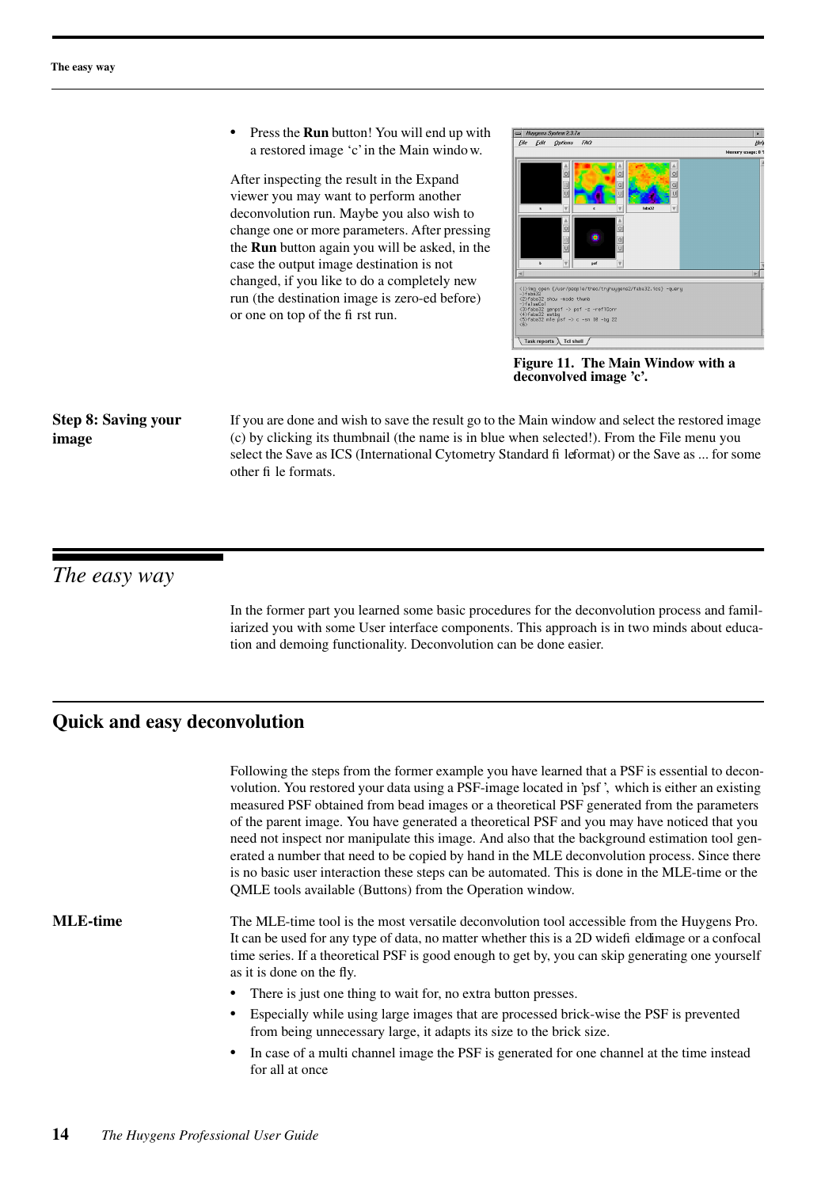- Press the **Run** button! You will end up with a restored image 'c' in the Main window.

After inspecting the result in the Expand viewer you may want to perform another deconvolution run. Maybe you also wish to change one or more parameters. After pressing the **Run** button again you will be asked, in the case the output image destination is not changed, if you like to do a completely new run (the destination image is zero-ed before) or one on top of the first run.

**Figure 11. The Main Window with a deconvolved image 'c'.**

**Step 8: Saving your image**

If you are done and wish to save the result go to the Main window and select the restored image (c) by clicking its thumbnail (the name is in blue when selected!). From the File menu you select the Save as ICS (International Cytometry Standard file format) or the Save as ... for some other file formats.

# *The easy way*

In the former part you learned some basic procedures for the deconvolution process and familiarized you with some User interface components. This approach is in two minds about education and demoing functionality. Deconvolution can be done easier.

## Quick and easy deconvolution

Following the steps from the former example you have learned that a PSF is essential to deconvolution. You restored your data using a PSF-image located in 'psf', which is either an existing measured PSF obtained from bead images or a theoretical PSF generated from the parameters of the parent image. You have generated a theoretical PSF and you may have noticed that you need not inspect nor manipulate this image. And also that the background estimation tool generated a number that need to be copied by hand in the MLE deconvolution process. Since there is no basic user interaction these steps can be automated. This is done in the MLE-time or the QMLE tools available (Buttons) from the Operation window.

**MLE-time**

The MLE-time tool is the most versatile deconvolution tool accessible from the Huygens Pro. It can be used for any type of data, no matter whether this is a 2D widefield image or a confocal time series. If a theoretical PSF is good enough to get by, you can skip generating one yourself as it is done on the fly.

- There is just one thing to wait for, no extra button presses.
- Especially while using large images that are processed brick-wise the PSF is prevented from being unnecessary large, it adapts its size to the brick size.
- In case of a multi channel image the PSF is generated for one channel at the time instead for all at once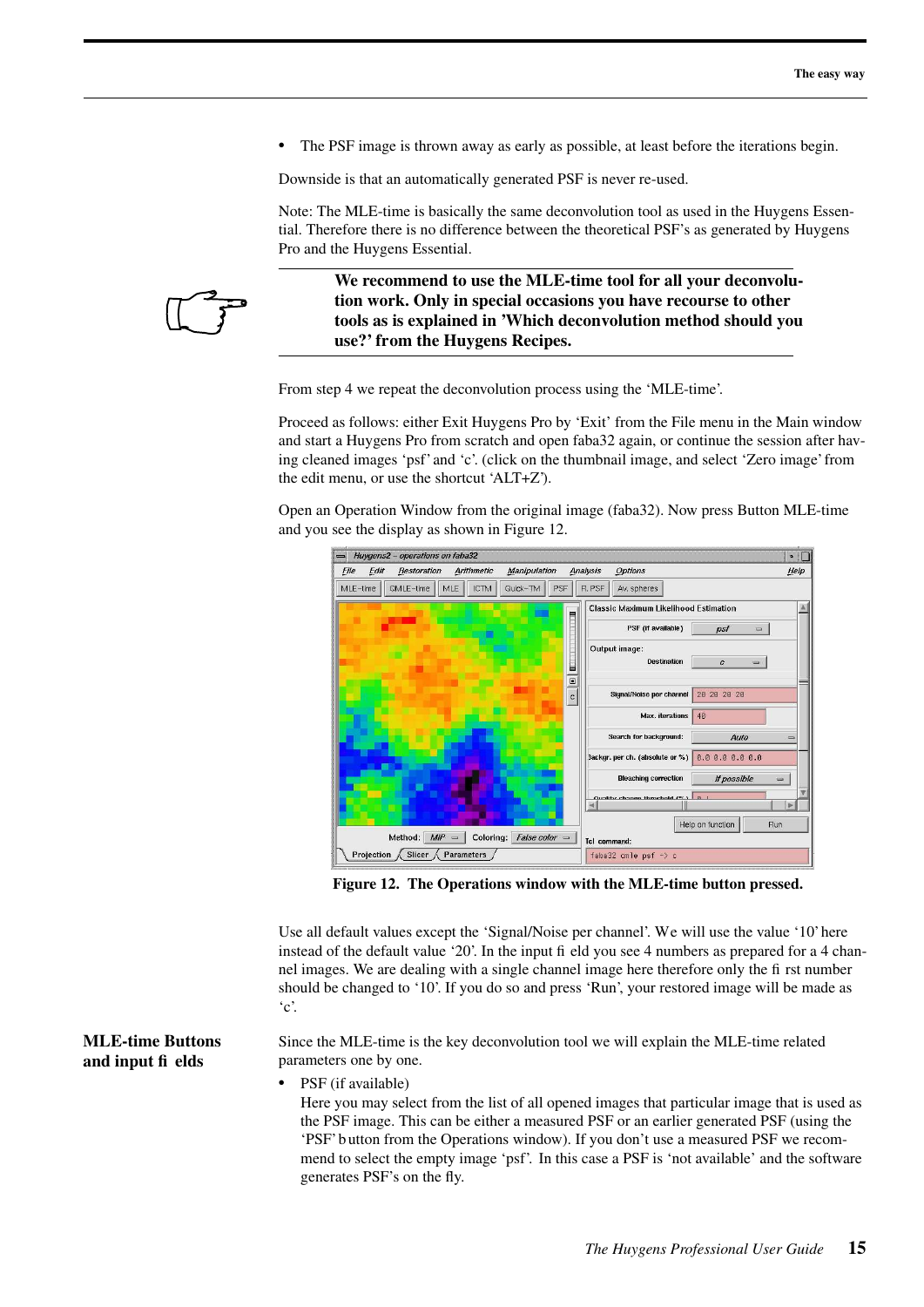- The PSF image is thrown away as early as possible, at least before the iterations begin.

Downside is that an automatically generated PSF is never re-used.

Note: The MLE-time is basically the same deconvolution tool as used in the Huygens Essential. Therefore there is no difference between the theoretical PSF's as generated by Huygens Pro and the Huygens Essential.

**We recommend to use the MLE-time tool for all your deconvolution work. Only in special occasions you have recourse to other tools as is explained in 'Which deconvolution method should you use?' from the Huygens Recipes.**

From step 4 we repeat the deconvolution process using the 'MLE-time'.

Proceed as follows: either Exit Huygens Pro by 'Exit' from the File menu in the Main window and start a Huygens Pro from scratch and open faba32 again, or continue the session after having cleaned images 'psf' and 'c'. (click on the thumbnail image, and select 'Zero image' from the edit menu, or use the shortcut 'ALT+Z').

Open an Operation Window from the original image (faba32). Now press Button MLE-time and you see the display as shown in Figure 12.

**Figure 12. The Operations window with the MLE-time button pressed.**

Use all default values except the 'Signal/Noise per channel'. We will use the value '10' here instead of the default value '20'. In the input field you see 4 numbers as prepared for a 4 channel images. We are dealing with a single channel image here therefore only the first number should be changed to '10'. If you do so and press 'Run', your restored image will be made as 'c'.

## MLE-time Buttons and input fields

Since the MLE-time is the key deconvolution tool we will explain the MLE-time related parameters one by one.

- PSF (if available)
  Here you may select from the list of all opened images that particular image that is used as the PSF image. This can be either a measured PSF or an earlier generated PSF (using the 'PSF' button from the Operations window). If you don't use a measured PSF we recommend to select the empty image 'psf'. In this case a PSF is 'not available' and the software generates PSF's on the fly.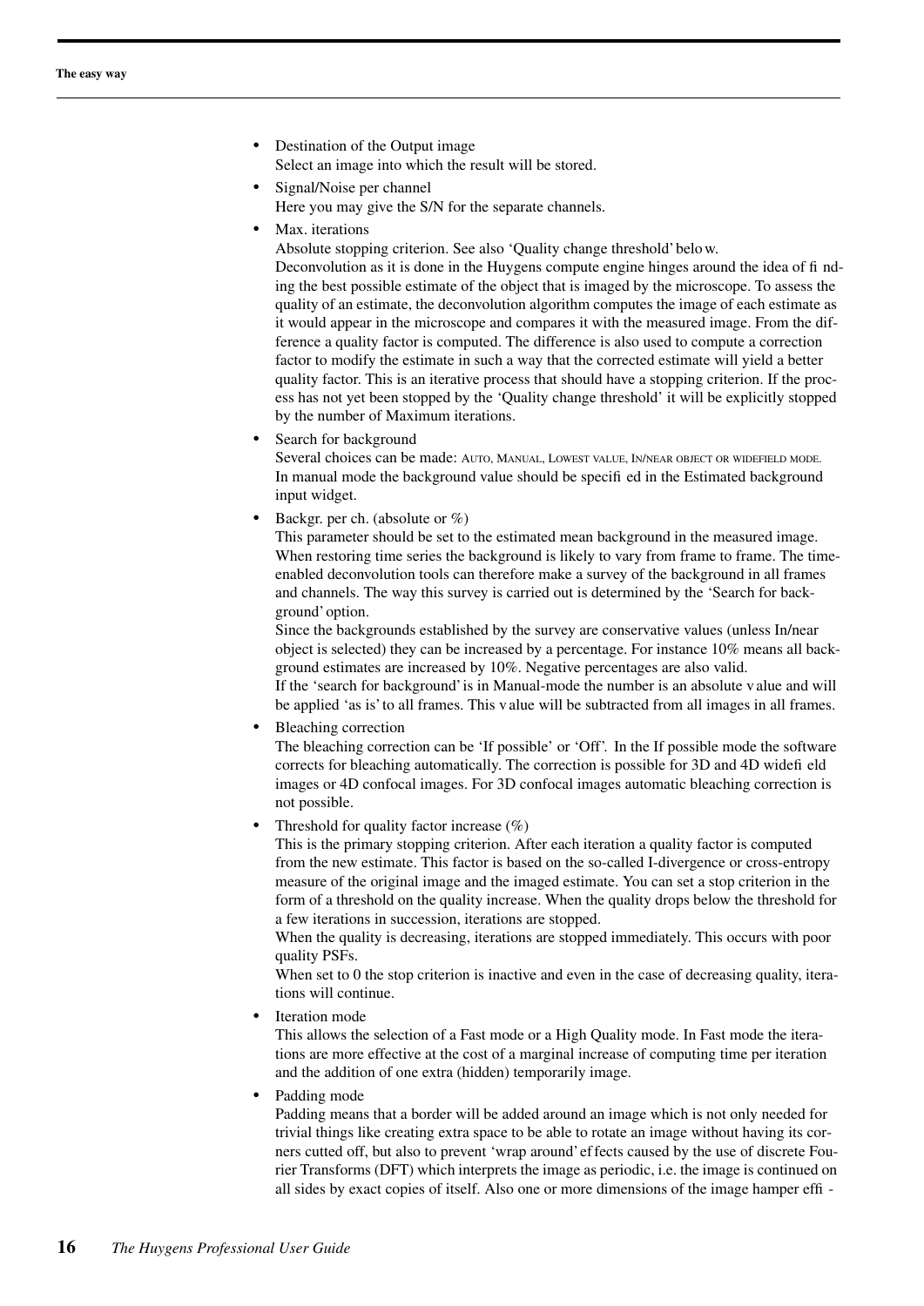- Destination of the Output image
  Select an image into which the result will be stored.
- Signal/Noise per channel
  Here you may give the S/N for the separate channels.
- Max. iterations
  Absolute stopping criterion. See also 'Quality change threshold' below.
  Deconvolution as it is done in the Huygens compute engine hinges around the idea of finding the best possible estimate of the object that is imaged by the microscope. To assess the quality of an estimate, the deconvolution algorithm computes the image of each estimate as it would appear in the microscope and compares it with the measured image. From the difference a quality factor is computed. The difference is also used to compute a correction factor to modify the estimate in such a way that the corrected estimate will yield a better quality factor. This is an iterative process that should have a stopping criterion. If the process has not yet been stopped by the 'Quality change threshold' it will be explicitly stopped by the number of Maximum iterations.
- Search for background
  Several choices can be made: AUTO, MANUAL, LOWEST VALUE, IN/NEAR OBJECT OR WIDEFIELD MODE. In manual mode the background value should be specified in the Estimated background input widget.
- Backgr. per ch. (absolute or %)
  This parameter should be set to the estimated mean background in the measured image. When restoring time series the background is likely to vary from frame to frame. The time-enabled deconvolution tools can therefore make a survey of the background in all frames and channels. The way this survey is carried out is determined by the 'Search for background' option.
  Since the backgrounds established by the survey are conservative values (unless In/near object is selected) they can be increased by a percentage. For instance 10% means all background estimates are increased by 10%. Negative percentages are also valid.
  If the 'search for background' is in Manual-mode the number is an absolute value and will be applied 'as is' to all frames. This value will be subtracted from all images in all frames.
- Bleaching correction
  The bleaching correction can be 'If possible' or 'Off'. In the If possible mode the software corrects for bleaching automatically. The correction is possible for 3D and 4D widefield images or 4D confocal images. For 3D confocal images automatic bleaching correction is not possible.
- Threshold for quality factor increase (%)
  This is the primary stopping criterion. After each iteration a quality factor is computed from the new estimate. This factor is based on the so-called I-divergence or cross-entropy measure of the original image and the imaged estimate. You can set a stop criterion in the form of a threshold on the quality increase. When the quality drops below the threshold for a few iterations in succession, iterations are stopped.
  When the quality is decreasing, iterations are stopped immediately. This occurs with poor quality PSFs.
  When set to 0 the stop criterion is inactive and even in the case of decreasing quality, iterations will continue.
- Iteration mode
  This allows the selection of a Fast mode or a High Quality mode. In Fast mode the iterations are more effective at the cost of a marginal increase of computing time per iteration and the addition of one extra (hidden) temporarily image.
- Padding mode
  Padding means that a border will be added around an image which is not only needed for trivial things like creating extra space to be able to rotate an image without having its corners cutted off, but also to prevent 'wrap around' effects caused by the use of discrete Fourier Transforms (DFT) which interprets the image as periodic, i.e. the image is continued on all sides by exact copies of itself. Also one or more dimensions of the image hamper effi-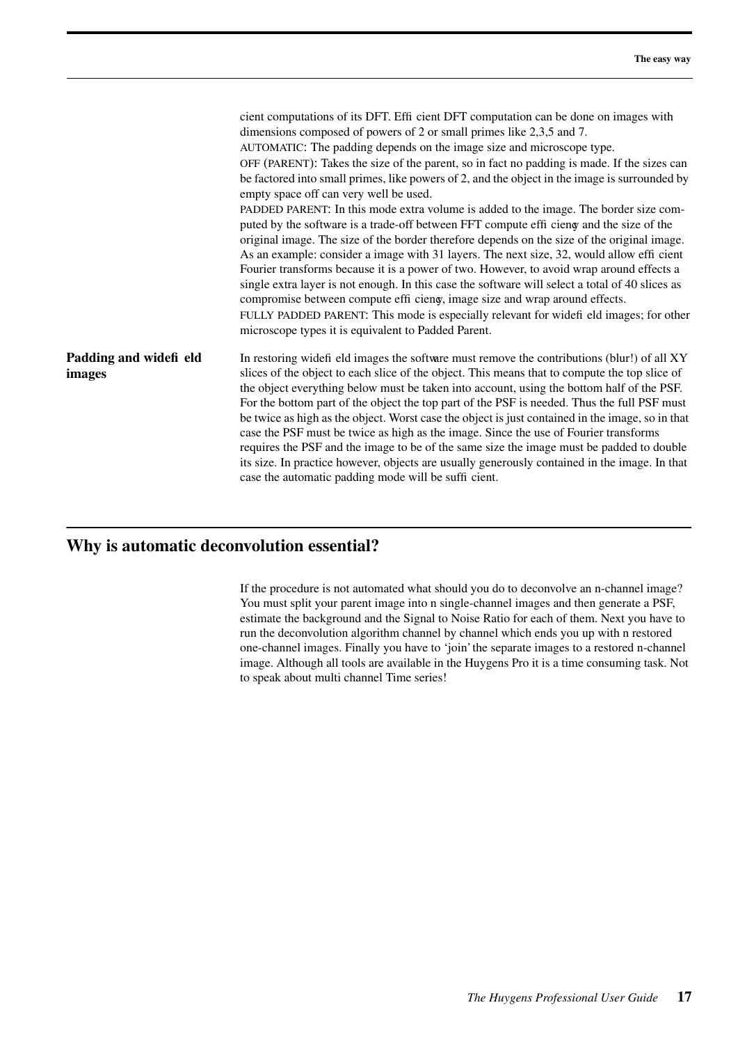cient computations of its DFT. Efficient DFT computation can be done on images with dimensions composed of powers of 2 or small primes like 2,3,5 and 7.

AUTOMATIC: The padding depends on the image size and microscope type.

OFF (PARENT): Takes the size of the parent, so in fact no padding is made. If the sizes can be factored into small primes, like powers of 2, and the object in the image is surrounded by empty space off can very well be used.

PADDED PARENT: In this mode extra volume is added to the image. The border size computed by the software is a trade-off between FFT compute efficiency and the size of the original image. The size of the border therefore depends on the size of the original image. As an example: consider a image with 31 layers. The next size, 32, would allow efficient Fourier transforms because it is a power of two. However, to avoid wrap around effects a single extra layer is not enough. In this case the software will select a total of 40 slices as compromise between compute efficiency, image size and wrap around effects.

FULLY PADDED PARENT: This mode is especially relevant for widefield images; for other microscope types it is equivalent to Padded Parent.

**Padding and widefield images**

In restoring widefield images the software must remove the contributions (blur!) of all XY slices of the object to each slice of the object. This means that to compute the top slice of the object everything below must be taken into account, using the bottom half of the PSF. For the bottom part of the object the top part of the PSF is needed. Thus the full PSF must be twice as high as the object. Worst case the object is just contained in the image, so in that case the PSF must be twice as high as the image. Since the use of Fourier transforms requires the PSF and the image to be of the same size the image must be padded to double its size. In practice however, objects are usually generously contained in the image. In that case the automatic padding mode will be sufficient.

## Why is automatic deconvolution essential?

If the procedure is not automated what should you do to deconvolve an n-channel image? You must split your parent image into n single-channel images and then generate a PSF, estimate the background and the Signal to Noise Ratio for each of them. Next you have to run the deconvolution algorithm channel by channel which ends you up with n restored one-channel images. Finally you have to 'join' the separate images to a restored n-channel image. Although all tools are available in the Huygens Pro it is a time consuming task. Not to speak about multi channel Time series!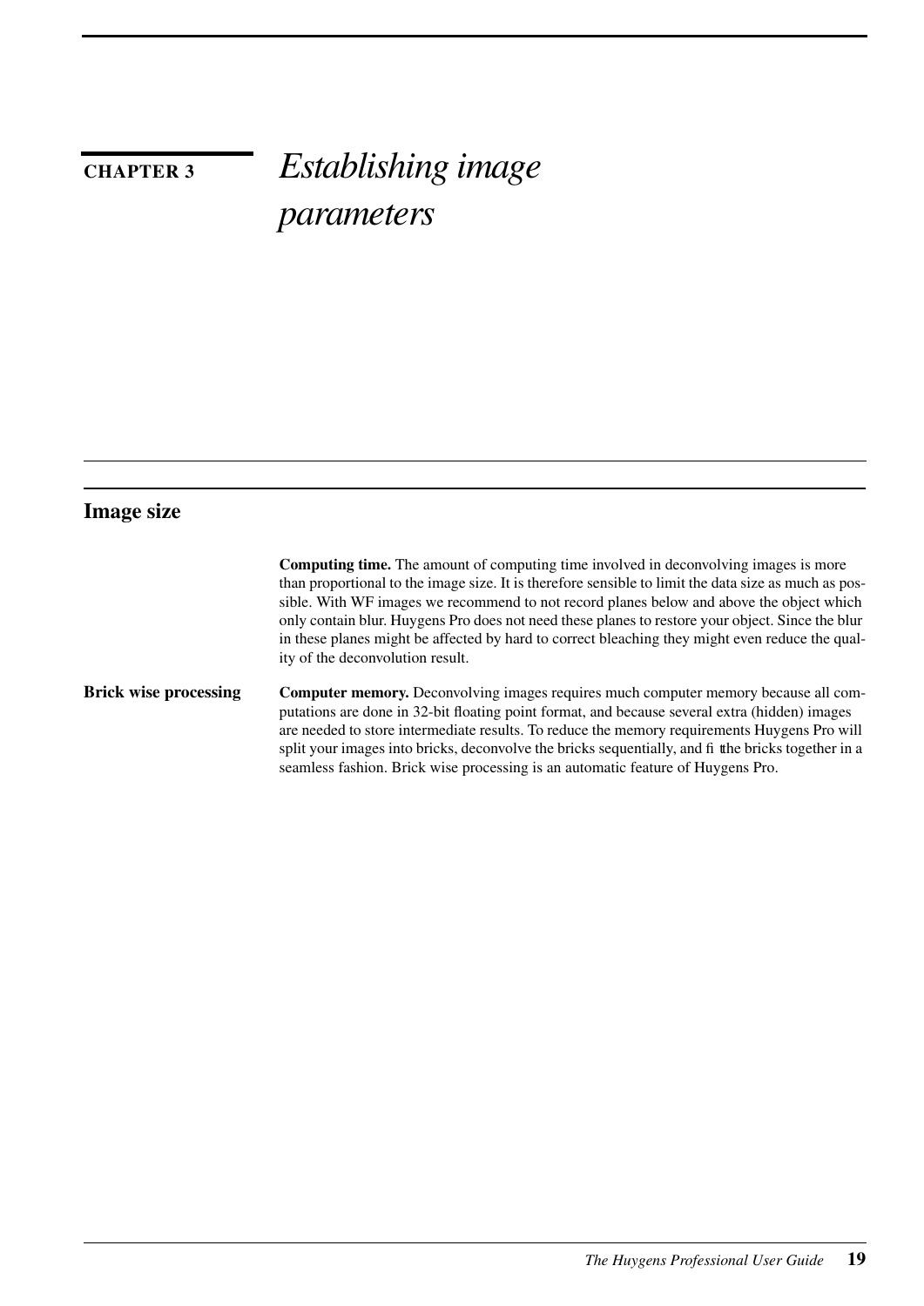# CHAPTER 3 *Establishing image parameters*

## Image size

**Computing time.** The amount of computing time involved in deconvolving images is more than proportional to the image size. It is therefore sensible to limit the data size as much as possible. With WF images we recommend to not record planes below and above the object which only contain blur. Huygens Pro does not need these planes to restore your object. Since the blur in these planes might be affected by hard to correct bleaching they might even reduce the quality of the deconvolution result.

### Brick wise processing

**Computer memory.** Deconvolving images requires much computer memory because all computations are done in 32-bit floating point format, and because several extra (hidden) images are needed to store intermediate results. To reduce the memory requirements Huygens Pro will split your images into bricks, deconvolve the bricks sequentially, and fi t the bricks together in a seamless fashion. Brick wise processing is an automatic feature of Huygens Pro.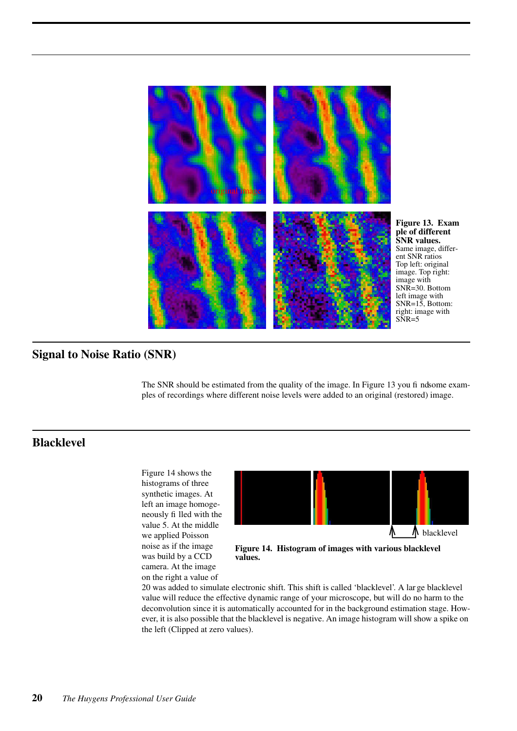Figure 13. Example of different SNR values. Same image, different SNR ratios Top left: original image. Top right: image with SNR=30. Bottom left image with SNR=15, Bottom: right: image with SNR=5

## Signal to Noise Ratio (SNR)

The SNR should be estimated from the quality of the image. In Figure 13 you find some examples of recordings where different noise levels were added to an original (restored) image.

## Blacklevel

Figure 14 shows the histograms of three synthetic images. At left an image homogeneously filled with the value 5. At the middle we applied Poisson noise as if the image was build by a CCD camera. At the image on the right a value of 20 was added to simulate electronic shift. This shift is called 'blacklevel'. A large blacklevel value will reduce the effective dynamic range of your microscope, but will do no harm to the deconvolution since it is automatically accounted for in the background estimation stage. However, it is also possible that the blacklevel is negative. An image histogram will show a spike on the left (Clipped at zero values).

**Figure 14. Histogram of images with various blacklevel values.**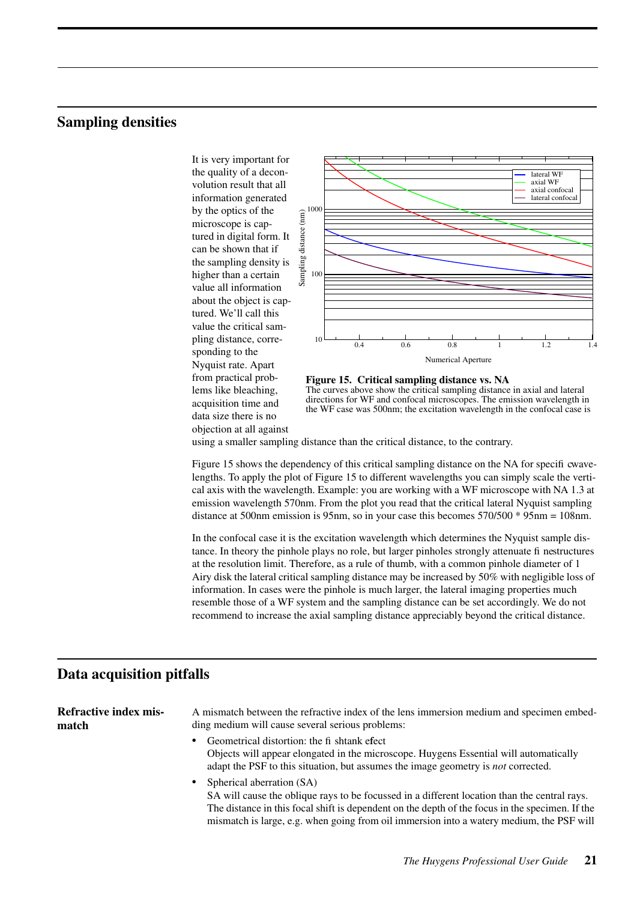## Sampling densities

It is very important for the quality of a deconvolution result that all information generated by the optics of the microscope is captured in digital form. It can be shown that if the sampling density is higher than a certain value all information about the object is captured. We'll call this value the critical sampling distance, corresponding to the Nyquist rate. Apart from practical problems like bleaching, acquisition time and data size there is no objection at all against using a smaller sampling distance than the critical distance, to the contrary.

**Figure 15. Critical sampling distance vs. NA**
The curves above show the critical sampling distance in axial and lateral directions for WF and confocal microscopes. The emission wavelength in the WF case was 500nm; the excitation wavelength in the confocal case is

Figure 15 shows the dependency of this critical sampling distance on the NA for specific wavelengths. To apply the plot of Figure 15 to different wavelengths you can simply scale the vertical axis with the wavelength. Example: you are working with a WF microscope with NA 1.3 at emission wavelength 570nm. From the plot you read that the critical lateral Nyquist sampling distance at 500nm emission is 95nm, so in your case this becomes 570/500 * 95nm = 108nm.

In the confocal case it is the excitation wavelength which determines the Nyquist sample distance. In theory the pinhole plays no role, but larger pinholes strongly attenuate finestructures at the resolution limit. Therefore, as a rule of thumb, with a common pinhole diameter of 1 Airy disk the lateral critical sampling distance may be increased by 50% with negligible loss of information. In cases were the pinhole is much larger, the lateral imaging properties much resemble those of a WF system and the sampling distance can be set accordingly. We do not recommend to increase the axial sampling distance appreciably beyond the critical distance.

## Data acquisition pitfalls

### Refractive index mismatch

A mismatch between the refractive index of the lens immersion medium and specimen embedding medium will cause several serious problems:

- Geometrical distortion: the fishtank effect
  Objects will appear elongated in the microscope. Huygens Essential will automatically adapt the PSF to this situation, but assumes the image geometry is *not* corrected.
- Spherical aberration (SA)
  SA will cause the oblique rays to be focussed in a different location than the central rays. The distance in this focal shift is dependent on the depth of the focus in the specimen. If the mismatch is large, e.g. when going from oil immersion into a watery medium, the PSF will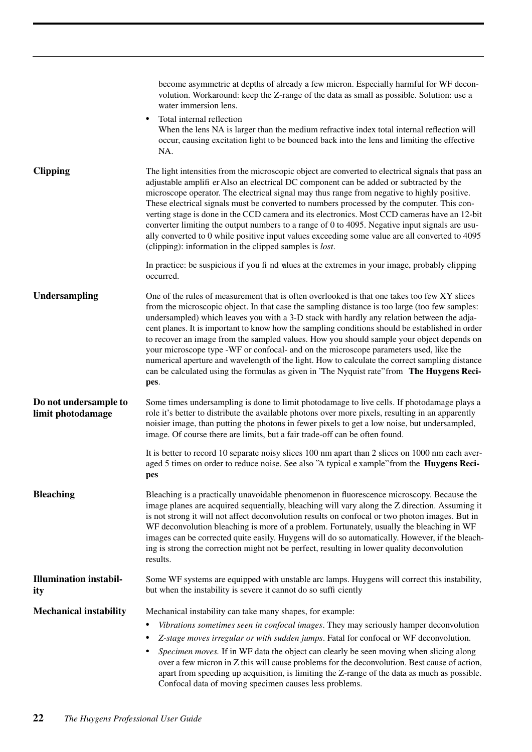become asymmetric at depths of already a few micron. Especially harmful for WF deconvolution. Workaround: keep the Z-range of the data as small as possible. Solution: use a water immersion lens.

- Total internal reflection
  When the lens NA is larger than the medium refractive index total internal reflection will occur, causing excitation light to be bounced back into the lens and limiting the effective NA.

**Clipping**

The light intensities from the microscopic object are converted to electrical signals that pass an adjustable amplifier. Also an electrical DC component can be added or subtracted by the microscope operator. The electrical signal may thus range from negative to highly positive. These electrical signals must be converted to numbers processed by the computer. This converting stage is done in the CCD camera and its electronics. Most CCD cameras have an 12-bit converter limiting the output numbers to a range of 0 to 4095. Negative input signals are usually converted to 0 while positive input values exceeding some value are all converted to 4095 (clipping): information in the clipped samples is *lost*.

In practice: be suspicious if you find values at the extremes in your image, probably clipping occurred.

**Undersampling**

One of the rules of measurement that is often overlooked is that one takes too few XY slices from the microscopic object. In that case the sampling distance is too large (too few samples: undersampled) which leaves you with a 3-D stack with hardly any relation between the adjacent planes. It is important to know how the sampling conditions should be established in order to recover an image from the sampled values. How you should sample your object depends on your microscope type -WF or confocal- and on the microscope parameters used, like the numerical aperture and wavelength of the light. How to calculate the correct sampling distance can be calculated using the formulas as given in "The Nyquist rate" from **The Huygens Recipes**.

**Do not undersample to limit photodamage**

Some times undersampling is done to limit photodamage to live cells. If photodamage plays a role it's better to distribute the available photons over more pixels, resulting in an apparently noisier image, than putting the photons in fewer pixels to get a low noise, but undersampled, image. Of course there are limits, but a fair trade-off can be often found.

It is better to record 10 separate noisy slices 100 nm apart than 2 slices on 1000 nm each averaged 5 times on order to reduce noise. See also "A typical example" from the **Huygens Recipes**

**Bleaching**

Bleaching is a practically unavoidable phenomenon in fluorescence microscopy. Because the image planes are acquired sequentially, bleaching will vary along the Z direction. Assuming it is not strong it will not affect deconvolution results on confocal or two photon images. But in WF deconvolution bleaching is more of a problem. Fortunately, usually the bleaching in WF images can be corrected quite easily. Huygens will do so automatically. However, if the bleaching is strong the correction might not be perfect, resulting in lower quality deconvolution results.

**Illumination instability**

Some WF systems are equipped with unstable arc lamps. Huygens will correct this instability, but when the instability is severe it cannot do so sufficiently

**Mechanical instability**

Mechanical instability can take many shapes, for example:

- *Vibrations sometimes seen in confocal images*. They may seriously hamper deconvolution
- *Z-stage moves irregular or with sudden jumps*. Fatal for confocal or WF deconvolution.
- *Specimen moves.* If in WF data the object can clearly be seen moving when slicing along over a few micron in Z this will cause problems for the deconvolution. Best cause of action, apart from speeding up acquisition, is limiting the Z-range of the data as much as possible. Confocal data of moving specimen causes less problems.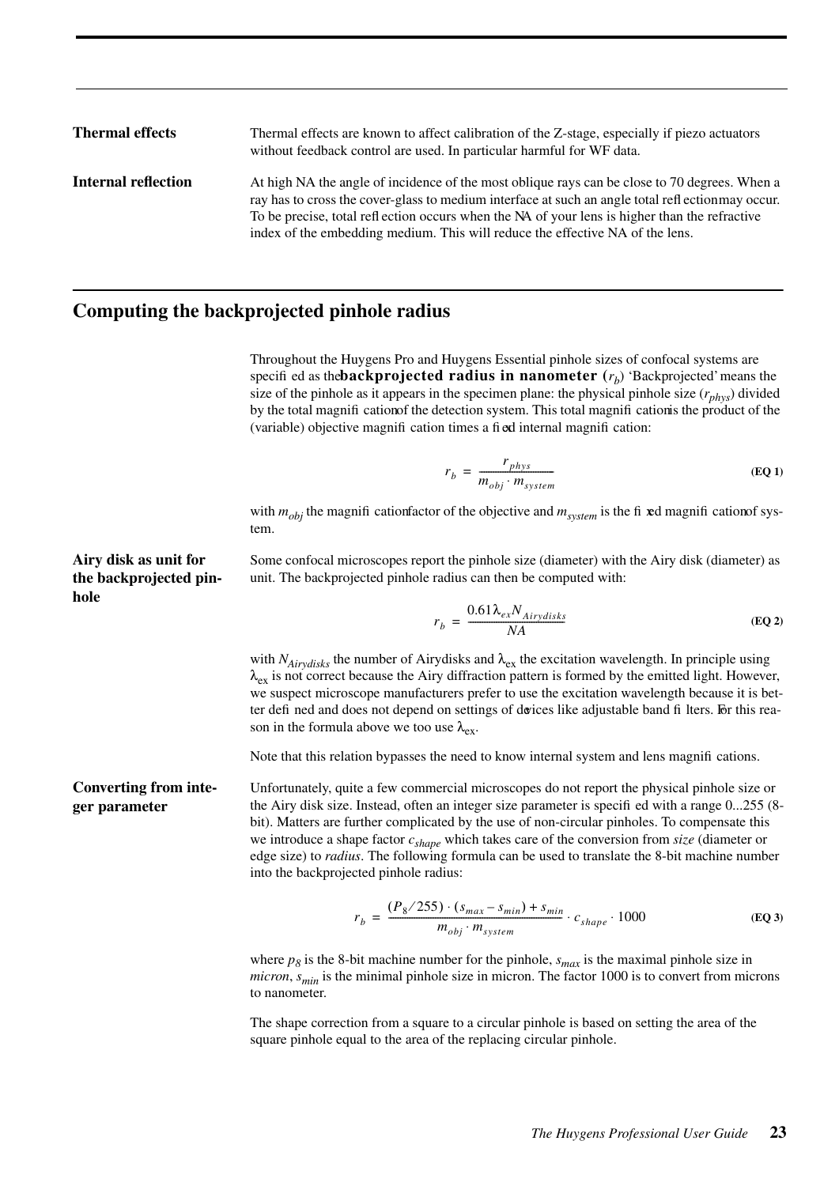**Thermal effects**

Thermal effects are known to affect calibration of the Z-stage, especially if piezo actuators without feedback control are used. In particular harmful for WF data.

**Internal reflection**

At high NA the angle of incidence of the most oblique rays can be close to 70 degrees. When a ray has to cross the cover-glass to medium interface at such an angle total reflection may occur. To be precise, total reflection occurs when the NA of your lens is higher than the refractive index of the embedding medium. This will reduce the effective NA of the lens.

## Computing the backprojected pinhole radius

Throughout the Huygens Pro and Huygens Essential pinhole sizes of confocal systems are specified as the **backprojected radius in nanometer ($r_b$)** 'Backprojected' means the size of the pinhole as it appears in the specimen plane: the physical pinhole size ($r_{phys}$) divided by the total magnification of the detection system. This total magnification is the product of the (variable) objective magnification times a fixed internal magnification:

$$r_b = \frac{r_{phys}}{m_{obj} \cdot m_{system}} \qquad \textbf{(EQ 1)}$$

with $m_{obj}$ the magnification factor of the objective and $m_{system}$ is the fixed magnification of system.

**Airy disk as unit for the backprojected pinhole**

Some confocal microscopes report the pinhole size (diameter) with the Airy disk (diameter) as unit. The backprojected pinhole radius can then be computed with:

$$r_b = \frac{0.61 \lambda_{ex} N_{Airydisks}}{NA} \qquad \textbf{(EQ 2)}$$

with $N_{Airydisks}$ the number of Airydisks and $\lambda_{ex}$ the excitation wavelength. In principle using $\lambda_{ex}$ is not correct because the Airy diffraction pattern is formed by the emitted light. However, we suspect microscope manufacturers prefer to use the excitation wavelength because it is better defined and does not depend on settings of devices like adjustable band filters. For this reason in the formula above we too use $\lambda_{ex}$.

Note that this relation bypasses the need to know internal system and lens magnifications.

**Converting from integer parameter**

Unfortunately, quite a few commercial microscopes do not report the physical pinhole size or the Airy disk size. Instead, often an integer size parameter is specified with a range 0...255 (8-bit). Matters are further complicated by the use of non-circular pinholes. To compensate this we introduce a shape factor $c_{shape}$ which takes care of the conversion from *size* (diameter or edge size) to *radius*. The following formula can be used to translate the 8-bit machine number into the backprojected pinhole radius:

$$r_b = \frac{(P_8 / 255) \cdot (s_{max} - s_{min}) + s_{min}}{m_{obj} \cdot m_{system}} \cdot c_{shape} \cdot 1000 \qquad \textbf{(EQ 3)}$$

where $p_8$ is the 8-bit machine number for the pinhole, $s_{max}$ is the maximal pinhole size in *micron*, $s_{min}$ is the minimal pinhole size in micron. The factor 1000 is to convert from microns to nanometer.

The shape correction from a square to a circular pinhole is based on setting the area of the square pinhole equal to the area of the replacing circular pinhole.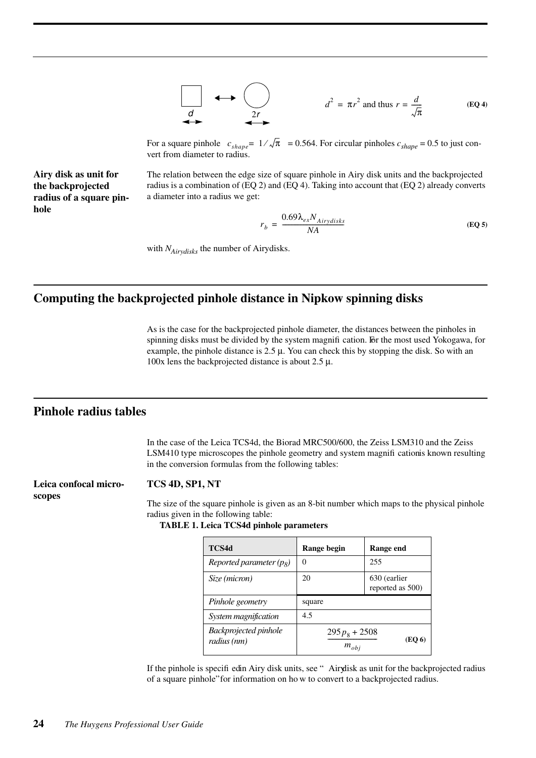$$d^2 = \pi r^2 \text{ and thus } r = \frac{d}{\sqrt{\pi}} \tag{EQ 4}$$

For a square pinhole $c_{shape} = 1/\sqrt{\pi} = 0.564$. For circular pinholes $c_{shape} = 0.5$ to just convert from diameter to radius.

**Airy disk as unit for the backprojected radius of a square pinhole**

The relation between the edge size of square pinhole in Airy disk units and the backprojected radius is a combination of (EQ 2) and (EQ 4). Taking into account that (EQ 2) already converts a diameter into a radius we get:

$$r_b = \frac{0.69\lambda_{ex} N_{Airydisks}}{NA} \tag{EQ 5}$$

with $N_{Airydisks}$ the number of Airydisks.

## Computing the backprojected pinhole distance in Nipkow spinning disks

As is the case for the backprojected pinhole diameter, the distances between the pinholes in spinning disks must be divided by the system magnification. For the most used Yokogawa, for example, the pinhole distance is 2.5 µ. You can check this by stopping the disk. So with an 100x lens the backprojected distance is about 2.5 µ.

## Pinhole radius tables

In the case of the Leica TCS4d, the Biorad MRC500/600, the Zeiss LSM310 and the Zeiss LSM410 type microscopes the pinhole geometry and system magnification is known resulting in the conversion formulas from the following tables:

**Leica confocal microscopes**

### TCS 4D, SP1, NT

The size of the square pinhole is given as an 8-bit number which maps to the physical pinhole radius given in the following table:

**TABLE 1. Leica TCS4d pinhole parameters**

| TCS4d | Range begin | Range end |
|---|---|---|
| *Reported parameter ($p_8$)* | 0 | 255 |
| *Size (micron)* | 20 | 630 (earlier reported as 500) |
| *Pinhole geometry* | square | |
| *System magnification* | 4.5 | |
| *Backprojected pinhole radius (nm)* | $\frac{295 p_8 + 2508}{m_{obj}}$ (EQ 6) | |

If the pinhole is specified in Airy disk units, see "Airy disk as unit for the backprojected radius of a square pinhole" for information on how to convert to a backprojected radius.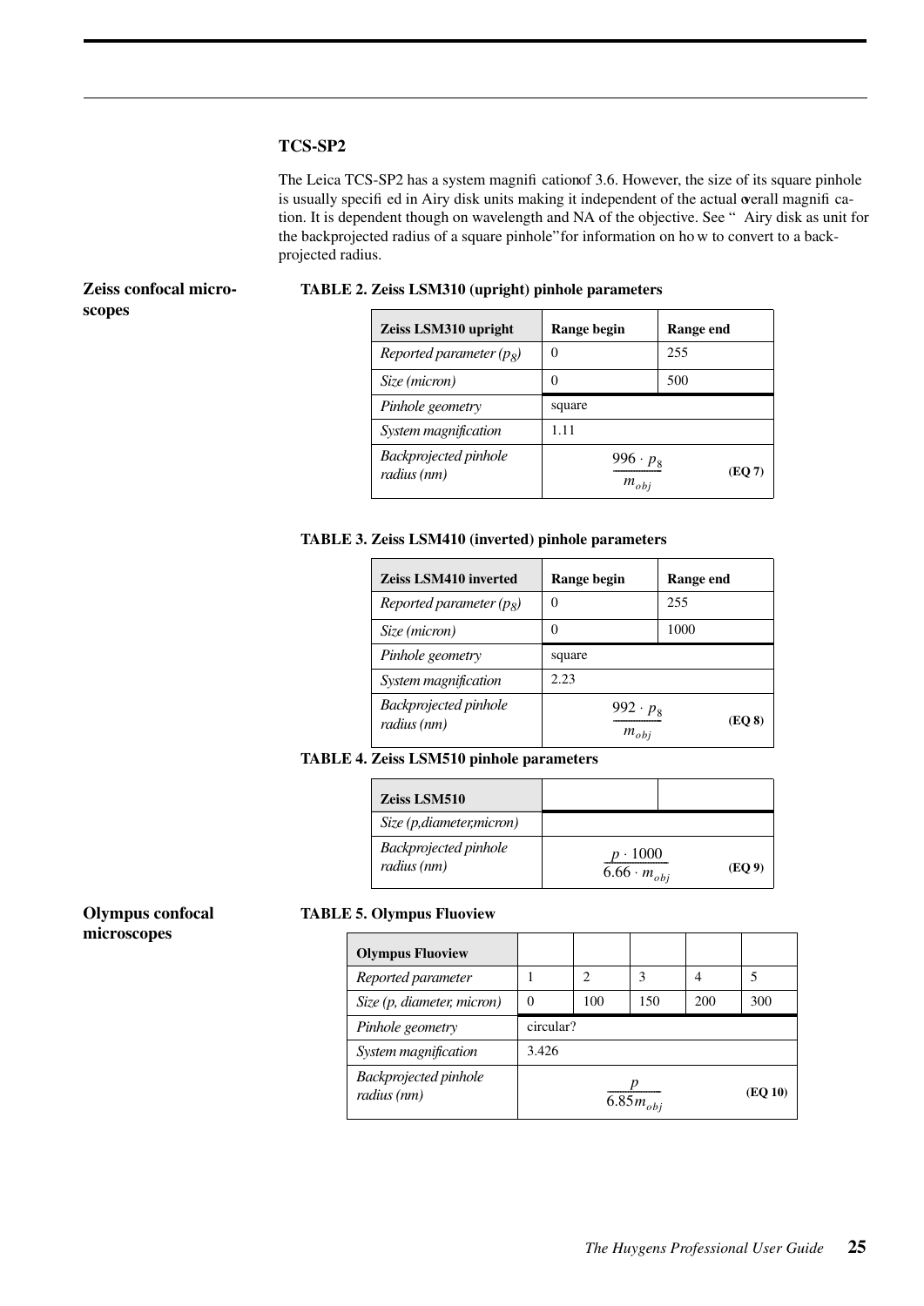### TCS-SP2

The Leica TCS-SP2 has a system magnification of 3.6. However, the size of its square pinhole is usually specified in Airy disk units making it independent of the actual overall magnification. It is dependent though on wavelength and NA of the objective. See "Airy disk as unit for the backprojected radius of a square pinhole" for information on how to convert to a backprojected radius.

## Zeiss confocal microscopes

**TABLE 2. Zeiss LSM310 (upright) pinhole parameters**

| Zeiss LSM310 upright | Range begin | Range end |
|---|---|---|
| *Reported parameter ($p_8$)* | 0 | 255 |
| *Size (micron)* | 0 | 500 |
| *Pinhole geometry* | square | |
| *System magnification* | 1.11 | |
| *Backprojected pinhole radius (nm)* | $\frac{996 \cdot p_8}{m_{obj}}$ **(EQ 7)** | |

**TABLE 3. Zeiss LSM410 (inverted) pinhole parameters**

| Zeiss LSM410 inverted | Range begin | Range end |
|---|---|---|
| *Reported parameter ($p_8$)* | 0 | 255 |
| *Size (micron)* | 0 | 1000 |
| *Pinhole geometry* | square | |
| *System magnification* | 2.23 | |
| *Backprojected pinhole radius (nm)* | $\frac{992 \cdot p_8}{m_{obj}}$ **(EQ 8)** | |

**TABLE 4. Zeiss LSM510 pinhole parameters**

| Zeiss LSM510 | | |
|---|---|---|
| *Size (p,diameter,micron)* | | |
| *Backprojected pinhole radius (nm)* | $\frac{p \cdot 1000}{6.66 \cdot m_{obj}}$ **(EQ 9)** | |

## Olympus confocal microscopes

**TABLE 5. Olympus Fluoview**

| Olympus Fluoview | | | | | |
|---|---|---|---|---|---|
| *Reported parameter* | 1 | 2 | 3 | 4 | 5 |
| *Size (p, diameter, micron)* | 0 | 100 | 150 | 200 | 300 |
| *Pinhole geometry* | circular? | | | | |
| *System magnification* | 3.426 | | | | |
| *Backprojected pinhole radius (nm)* | $\frac{p}{6.85 m_{obj}}$ **(EQ 10)** | | | | |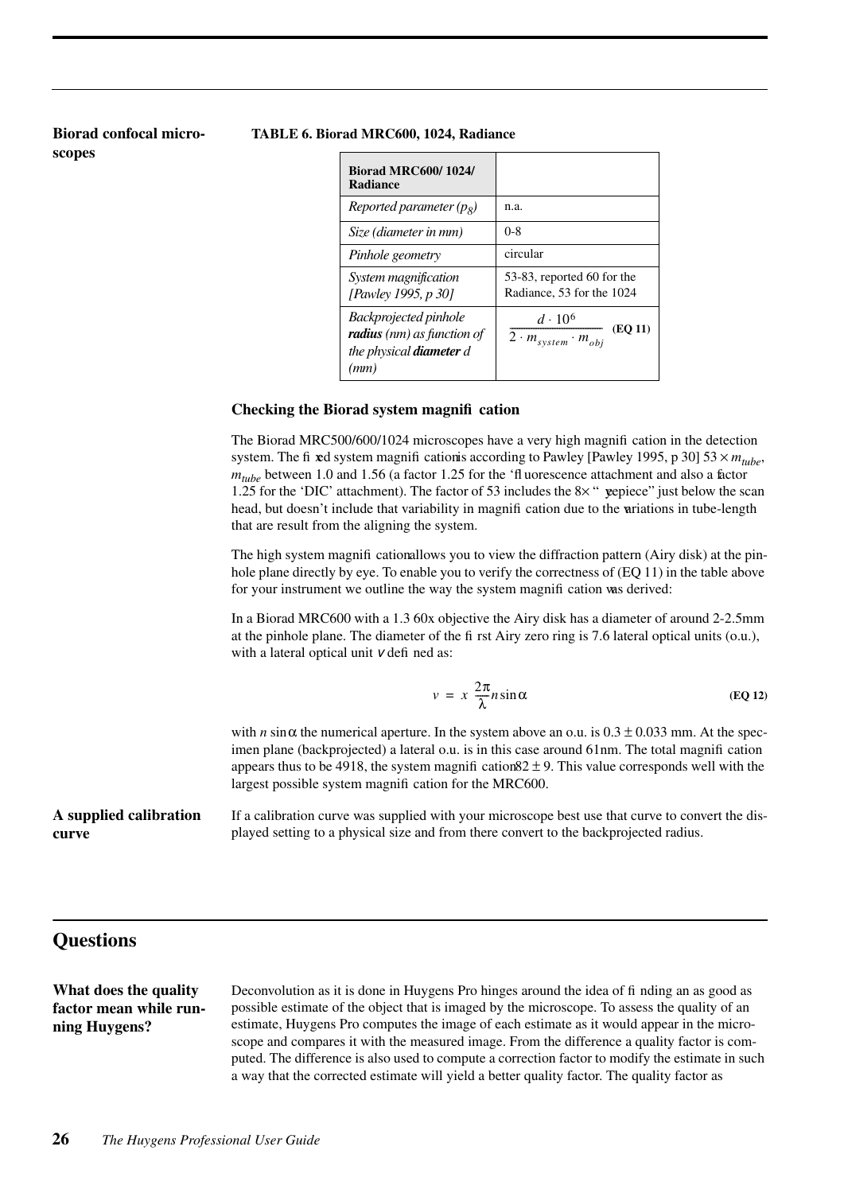### Biorad confocal microscopes

**TABLE 6. Biorad MRC600, 1024, Radiance**

| **Biorad MRC600/ 1024/ Radiance** | |
|---|---|
| *Reported parameter ($p_8$)* | n.a. |
| *Size (diameter in mm)* | 0-8 |
| *Pinhole geometry* | circular |
| *System magnification [Pawley 1995, p 30]* | 53-83, reported 60 for the Radiance, 53 for the 1024 |
| *Backprojected pinhole **radius** (nm) as function of the physical **diameter** d (mm)* | $\frac{d \cdot 10^6}{2 \cdot m_{system} \cdot m_{obj}}$ **(EQ 11)** |

#### Checking the Biorad system magnification

The Biorad MRC500/600/1024 microscopes have a very high magnification in the detection system. The fixed system magnification is according to Pawley [Pawley 1995, p 30] $53 \times m_{tube}$, $m_{tube}$ between 1.0 and 1.56 (a factor 1.25 for the 'fluorescence attachment and also a factor 1.25 for the 'DIC' attachment). The factor of 53 includes the 8× "eyepiece" just below the scan head, but doesn't include that variability in magnification due to the variations in tube-length that are result from the aligning the system.

The high system magnification allows you to view the diffraction pattern (Airy disk) at the pinhole plane directly by eye. To enable you to verify the correctness of (EQ 11) in the table above for your instrument we outline the way the system magnification was derived:

In a Biorad MRC600 with a 1.3 60x objective the Airy disk has a diameter of around 2-2.5mm at the pinhole plane. The diameter of the first Airy zero ring is 7.6 lateral optical units (o.u.), with a lateral optical unit $v$ defined as:

$$v = x \frac{2\pi}{\lambda} n \sin\alpha \quad \textbf{(EQ 12)}$$

with $n \sin\alpha$ the numerical aperture. In the system above an o.u. is $0.3 \pm 0.033$ mm. At the specimen plane (backprojected) a lateral o.u. is in this case around 61nm. The total magnification appears thus to be 4918, the system magnification $82 \pm 9$. This value corresponds well with the largest possible system magnification for the MRC600.

### A supplied calibration curve

If a calibration curve was supplied with your microscope best use that curve to convert the displayed setting to a physical size and from there convert to the backprojected radius.

## Questions

### What does the quality factor mean while running Huygens?

Deconvolution as it is done in Huygens Pro hinges around the idea of finding an as good as possible estimate of the object that is imaged by the microscope. To assess the quality of an estimate, Huygens Pro computes the image of each estimate as it would appear in the microscope and compares it with the measured image. From the difference a quality factor is computed. The difference is also used to compute a correction factor to modify the estimate in such a way that the corrected estimate will yield a better quality factor. The quality factor as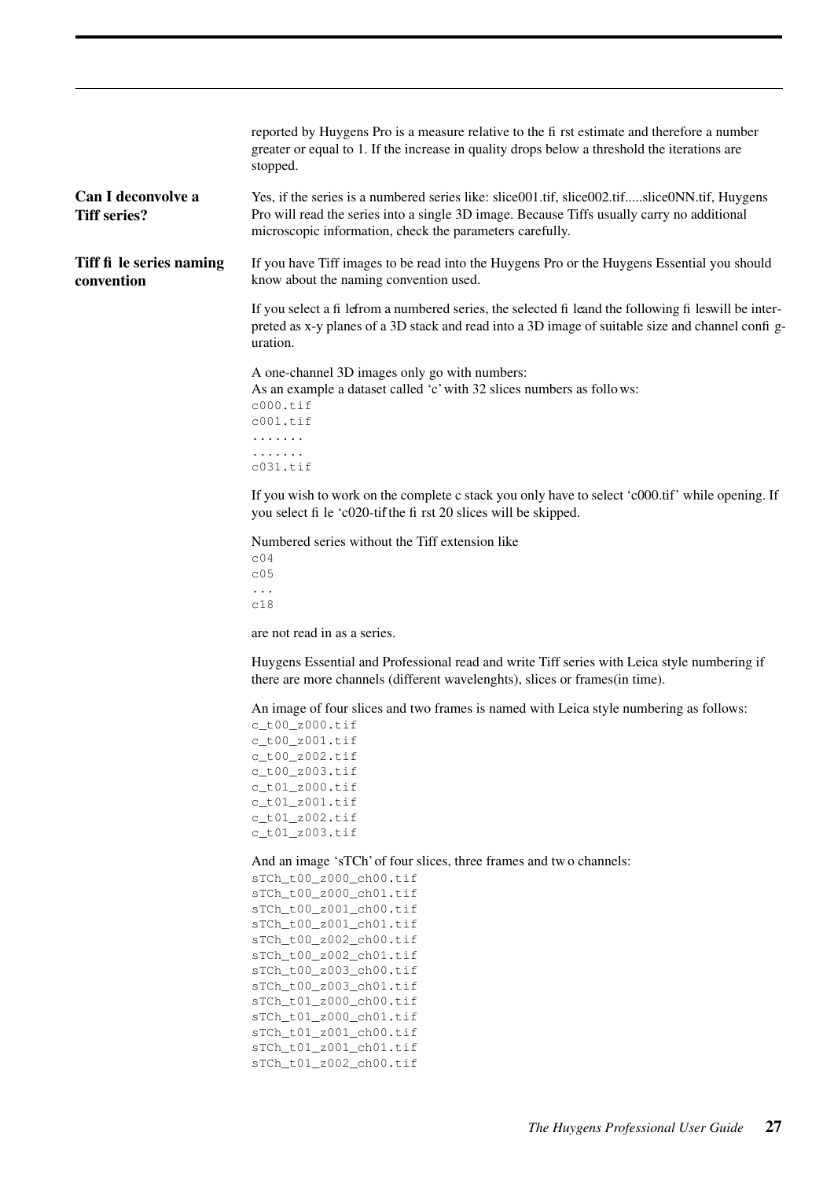reported by Huygens Pro is a measure relative to the first estimate and therefore a number greater or equal to 1. If the increase in quality drops below a threshold the iterations are stopped.

### Can I deconvolve a Tiff series?

Yes, if the series is a numbered series like: slice001.tif, slice002.tif.....slice0NN.tif, Huygens Pro will read the series into a single 3D image. Because Tiffs usually carry no additional microscopic information, check the parameters carefully.

### Tiff file series naming convention

If you have Tiff images to be read into the Huygens Pro or the Huygens Essential you should know about the naming convention used.

If you select a file from a numbered series, the selected file and the following files will be interpreted as x-y planes of a 3D stack and read into a 3D image of suitable size and channel configuration.

A one-channel 3D images only go with numbers:
As an example a dataset called 'c' with 32 slices numbers as follows:

```
c000.tif
c001.tif
.......
.......
c031.tif
```

If you wish to work on the complete c stack you only have to select 'c000.tif' while opening. If you select file 'c020-tif the first 20 slices will be skipped.

Numbered series without the Tiff extension like

```
c04
c05
...
c18
```

are not read in as a series.

Huygens Essential and Professional read and write Tiff series with Leica style numbering if there are more channels (different wavelenghts), slices or frames(in time).

An image of four slices and two frames is named with Leica style numbering as follows:

```
c_t00_z000.tif
c_t00_z001.tif
c_t00_z002.tif
c_t00_z003.tif
c_t01_z000.tif
c_t01_z001.tif
c_t01_z002.tif
c_t01_z003.tif
```

And an image 'sTCh' of four slices, three frames and two channels:

```
sTCh_t00_z000_ch00.tif
sTCh_t00_z000_ch01.tif
sTCh_t00_z001_ch00.tif
sTCh_t00_z001_ch01.tif
sTCh_t00_z002_ch00.tif
sTCh_t00_z002_ch01.tif
sTCh_t00_z003_ch00.tif
sTCh_t00_z003_ch01.tif
sTCh_t01_z000_ch00.tif
sTCh_t01_z000_ch01.tif
sTCh_t01_z001_ch00.tif
sTCh_t01_z001_ch01.tif
sTCh_t01_z002_ch00.tif
```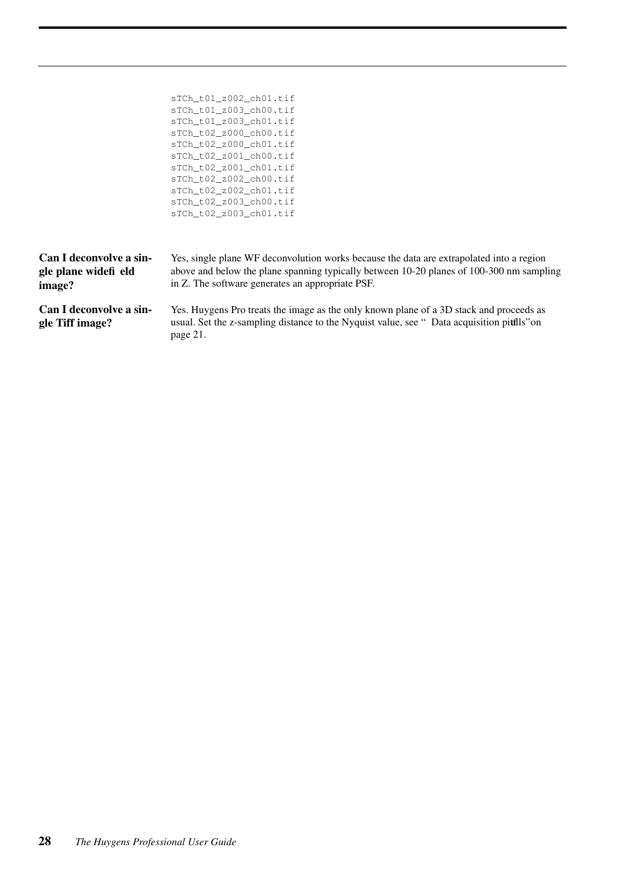```
sTCh_t01_z002_ch01.tif
sTCh_t01_z003_ch00.tif
sTCh_t01_z003_ch01.tif
sTCh_t02_z000_ch00.tif
sTCh_t02_z000_ch01.tif
sTCh_t02_z001_ch00.tif
sTCh_t02_z001_ch01.tif
sTCh_t02_z002_ch00.tif
sTCh_t02_z002_ch01.tif
sTCh_t02_z003_ch00.tif
sTCh_t02_z003_ch01.tif
```

**Can I deconvolve a single plane widefield image?**

Yes, single plane WF deconvolution works because the data are extrapolated into a region above and below the plane spanning typically between 10-20 planes of 100-300 nm sampling in Z. The software generates an appropriate PSF.

**Can I deconvolve a single Tiff image?**

Yes. Huygens Pro treats the image as the only known plane of a 3D stack and proceeds as usual. Set the z-sampling distance to the Nyquist value, see " Data acquisition pitfalls" on page 21.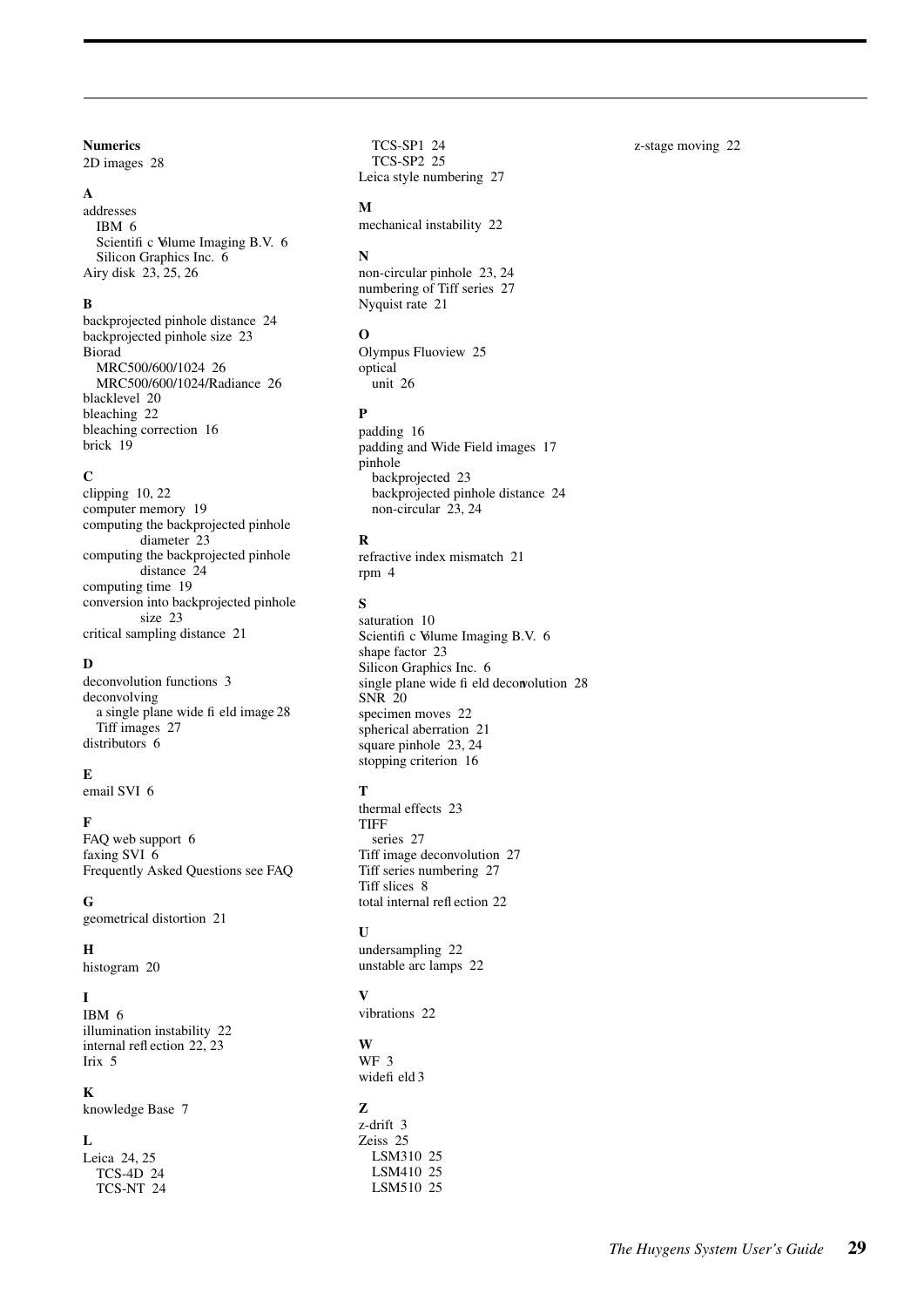**Numerics**
2D images 28

**A**
addresses
  IBM 6
  Scientific Volume Imaging B.V. 6
  Silicon Graphics Inc. 6
Airy disk 23, 25, 26

**B**
backprojected pinhole distance 24
backprojected pinhole size 23
Biorad
  MRC500/600/1024 26
  MRC500/600/1024/Radiance 26
blacklevel 20
bleaching 22
bleaching correction 16
brick 19

**C**
clipping 10, 22
computer memory 19
computing the backprojected pinhole diameter 23
computing the backprojected pinhole distance 24
computing time 19
conversion into backprojected pinhole size 23
critical sampling distance 21

**D**
deconvolution functions 3
deconvolving
  a single plane wide field image 28
  Tiff images 27
distributors 6

**E**
email SVI 6

**F**
FAQ web support 6
faxing SVI 6
Frequently Asked Questions see FAQ

**G**
geometrical distortion 21

**H**
histogram 20

**I**
IBM 6
illumination instability 22
internal reflection 22, 23
Irix 5

**K**
knowledge Base 7

**L**
Leica 24, 25
  TCS-4D 24
  TCS-NT 24
  TCS-SP1 24
  TCS-SP2 25
Leica style numbering 27

**M**
mechanical instability 22

**N**
non-circular pinhole 23, 24
numbering of Tiff series 27
Nyquist rate 21

**O**
Olympus Fluoview 25
optical
  unit 26

**P**
padding 16
padding and Wide Field images 17
pinhole
  backprojected 23
  backprojected pinhole distance 24
  non-circular 23, 24

**R**
refractive index mismatch 21
rpm 4

**S**
saturation 10
Scientific Volume Imaging B.V. 6
shape factor 23
Silicon Graphics Inc. 6
single plane wide field deconvolution 28
SNR 20
specimen moves 22
spherical aberration 21
square pinhole 23, 24
stopping criterion 16

**T**
thermal effects 23
TIFF
  series 27
Tiff image deconvolution 27
Tiff series numbering 27
Tiff slices 8
total internal reflection 22

**U**
undersampling 22
unstable arc lamps 22

**V**
vibrations 22

**W**
WF 3
widefield 3

**Z**
z-drift 3
Zeiss 25
  LSM310 25
  LSM410 25
  LSM510 25
z-stage moving 22